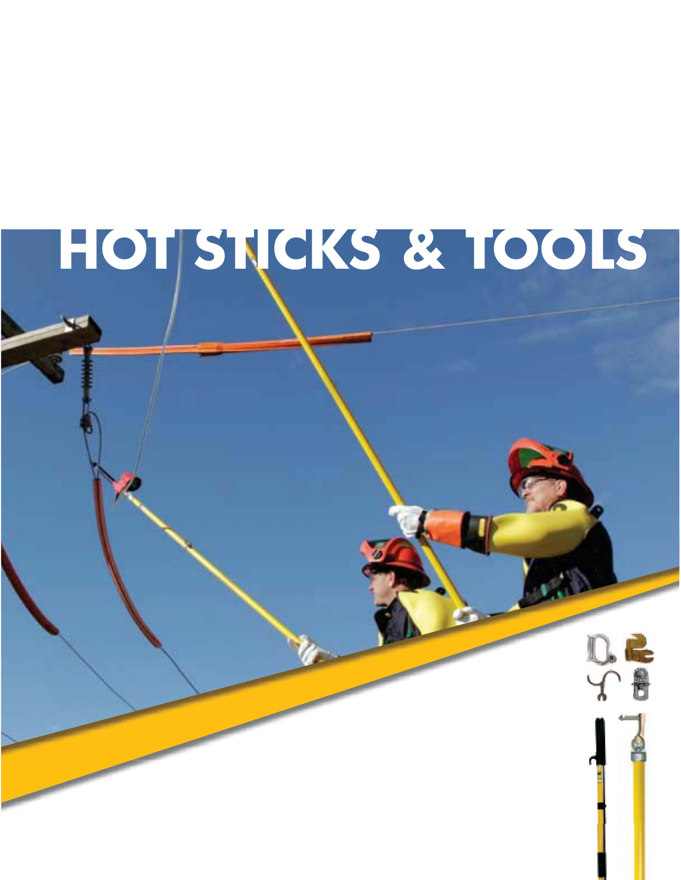# HOT STICKS & TOOLS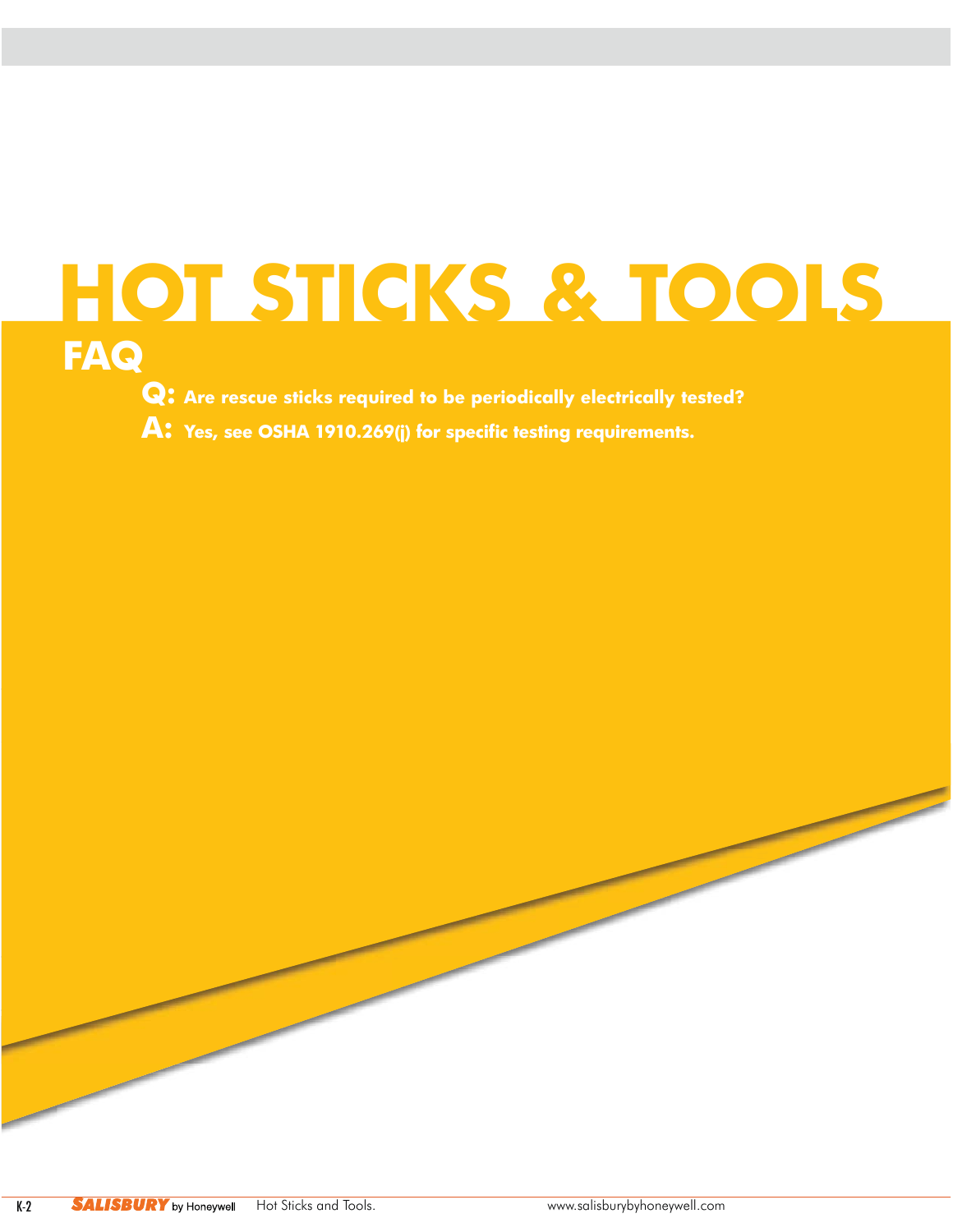# HOT STICKS & TOOLS

## FAQ

**Q: Are rescue sticks required to be periodically electrically tested?**

**A: Yes, see OSHA 1910.269(j) for specific testing requirements.**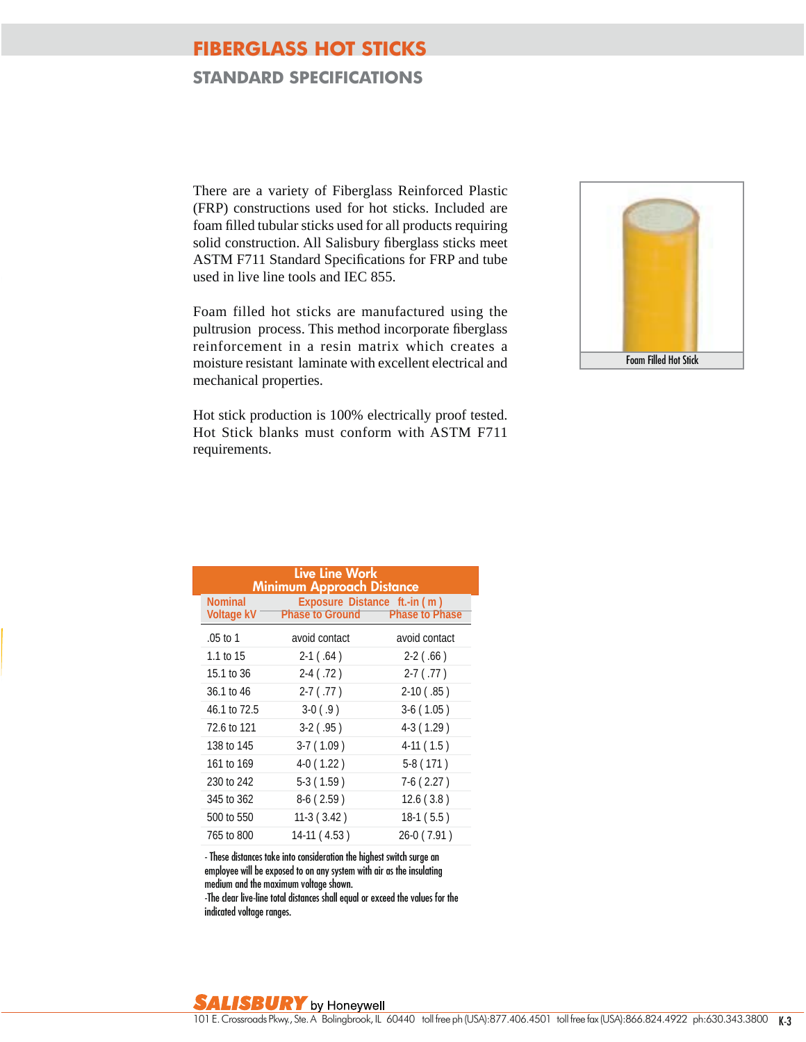# FIBERGLASS HOT STICKS

## STANDARD SPECIFICATIONS

There are a variety of Fiberglass Reinforced Plastic (FRP) constructions used for hot sticks. Included are foam filled tubular sticks used for all products requiring solid construction. All Salisbury fiberglass sticks meet ASTM F711 Standard Specifications for FRP and tube used in live line tools and IEC 855.

Foam filled hot sticks are manufactured using the pultrusion process. This method incorporate fiberglass reinforcement in a resin matrix which creates a moisture resistant laminate with excellent electrical and mechanical properties.

Hot stick production is 100% electrically proof tested. Hot Stick blanks must conform with ASTM F711 requirements.

Foam Filled Hot Stick

**Live Line Work**
**Minimum Approach Distance**

| Nominal Voltage kV | Exposure Distance ft.-in ( m ) Phase to Ground | Exposure Distance ft.-in ( m ) Phase to Phase |
|---|---|---|
| .05 to 1 | avoid contact | avoid contact |
| 1.1 to 15 | 2-1 ( .64 ) | 2-2 ( .66 ) |
| 15.1 to 36 | 2-4 ( .72 ) | 2-7 ( .77 ) |
| 36.1 to 46 | 2-7 ( .77 ) | 2-10 ( .85 ) |
| 46.1 to 72.5 | 3-0 ( .9 ) | 3-6 ( 1.05 ) |
| 72.6 to 121 | 3-2 ( .95 ) | 4-3 ( 1.29 ) |
| 138 to 145 | 3-7 ( 1.09 ) | 4-11 ( 1.5 ) |
| 161 to 169 | 4-0 ( 1.22 ) | 5-8 ( 171 ) |
| 230 to 242 | 5-3 ( 1.59 ) | 7-6 ( 2.27 ) |
| 345 to 362 | 8-6 ( 2.59 ) | 12.6 ( 3.8 ) |
| 500 to 550 | 11-3 ( 3.42 ) | 18-1 ( 5.5 ) |
| 765 to 800 | 14-11 ( 4.53 ) | 26-0 ( 7.91 ) |

- These distances take into consideration the highest switch surge an employee will be exposed to on any system with air as the insulating medium and the maximum voltage shown.
-The clear live-line total distances shall equal or exceed the values for the indicated voltage ranges.

**SALISBURY** by Honeywell
101 E. Crossroads Pkwy., Ste. A Bolingbrook, IL 60440 toll free ph (USA):877.406.4501 toll free fax (USA):866.824.4922 ph:630.343.3800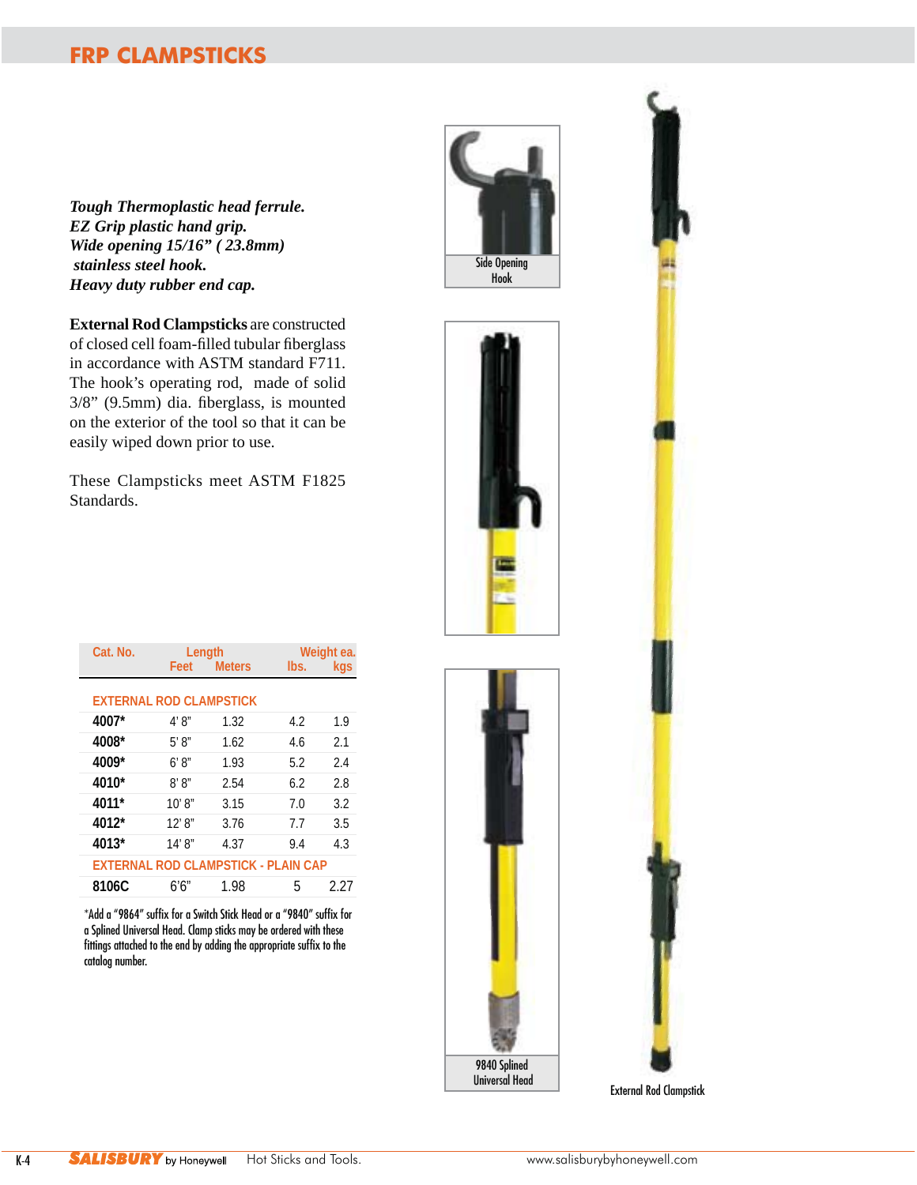# FRP CLAMPSTICKS

***Tough Thermoplastic head ferrule.***
***EZ Grip plastic hand grip.***
***Wide opening 15/16" ( 23.8mm) stainless steel hook.***
***Heavy duty rubber end cap.***

**External Rod Clampsticks** are constructed of closed cell foam-filled tubular fiberglass in accordance with ASTM standard F711. The hook's operating rod, made of solid 3/8" (9.5mm) dia. fiberglass, is mounted on the exterior of the tool so that it can be easily wiped down prior to use.

These Clampsticks meet ASTM F1825 Standards.

Side Opening Hook

9840 Splined Universal Head

External Rod Clampstick

| Cat. No. | Length | | Weight ea. | |
|---|---|---|---|---|
| | Feet | Meters | lbs. | kgs |
| **EXTERNAL ROD CLAMPSTICK** | | | | |
| **4007*** | 4' 8" | 1.32 | 4.2 | 1.9 |
| **4008*** | 5' 8" | 1.62 | 4.6 | 2.1 |
| **4009*** | 6' 8" | 1.93 | 5.2 | 2.4 |
| **4010*** | 8' 8" | 2.54 | 6.2 | 2.8 |
| **4011*** | 10' 8" | 3.15 | 7.0 | 3.2 |
| **4012*** | 12' 8" | 3.76 | 7.7 | 3.5 |
| **4013*** | 14' 8" | 4.37 | 9.4 | 4.3 |
| **EXTERNAL ROD CLAMPSTICK - PLAIN CAP** | | | | |
| **8106C** | 6'6" | 1.98 | 5 | 2.27 |

*Add a "9864" suffix for a Switch Stick Head or a "9840" suffix for a Splined Universal Head. Clamp sticks may be ordered with these fittings attached to the end by adding the appropriate suffix to the catalog number.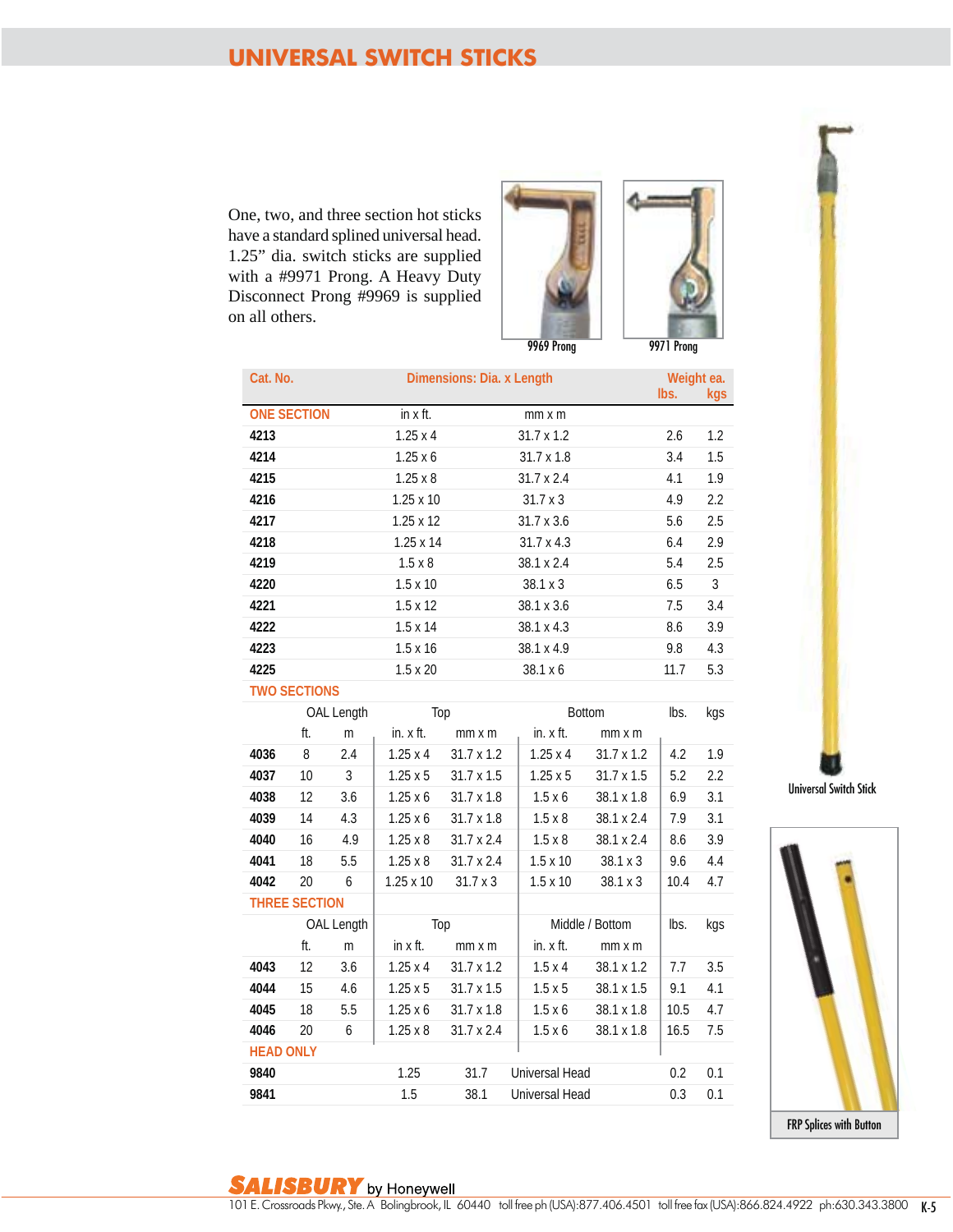# UNIVERSAL SWITCH STICKS

One, two, and three section hot sticks have a standard splined universal head. 1.25" dia. switch sticks are supplied with a #9971 Prong. A Heavy Duty Disconnect Prong #9969 is supplied on all others.

9969 Prong

9971 Prong

| Cat. No. | Dimensions: Dia. x Length | | Weight ea. lbs. | kgs |
|---|---|---|---|---|
| **ONE SECTION** | in x ft. | mm x m | | |
| **4213** | 1.25 x 4 | 31.7 x 1.2 | 2.6 | 1.2 |
| **4214** | 1.25 x 6 | 31.7 x 1.8 | 3.4 | 1.5 |
| **4215** | 1.25 x 8 | 31.7 x 2.4 | 4.1 | 1.9 |
| **4216** | 1.25 x 10 | 31.7 x 3 | 4.9 | 2.2 |
| **4217** | 1.25 x 12 | 31.7 x 3.6 | 5.6 | 2.5 |
| **4218** | 1.25 x 14 | 31.7 x 4.3 | 6.4 | 2.9 |
| **4219** | 1.5 x 8 | 38.1 x 2.4 | 5.4 | 2.5 |
| **4220** | 1.5 x 10 | 38.1 x 3 | 6.5 | 3 |
| **4221** | 1.5 x 12 | 38.1 x 3.6 | 7.5 | 3.4 |
| **4222** | 1.5 x 14 | 38.1 x 4.3 | 8.6 | 3.9 |
| **4223** | 1.5 x 16 | 38.1 x 4.9 | 9.8 | 4.3 |
| **4225** | 1.5 x 20 | 38.1 x 6 | 11.7 | 5.3 |

| Cat. No. | OAL Length ft. | OAL Length m | Top in. x ft. | Top mm x m | Bottom in. x ft. | Bottom mm x m | lbs. | kgs |
|---|---|---|---|---|---|---|---|---|
| **TWO SECTIONS** | | | | | | | | |
| **4036** | 8 | 2.4 | 1.25 x 4 | 31.7 x 1.2 | 1.25 x 4 | 31.7 x 1.2 | 4.2 | 1.9 |
| **4037** | 10 | 3 | 1.25 x 5 | 31.7 x 1.5 | 1.25 x 5 | 31.7 x 1.5 | 5.2 | 2.2 |
| **4038** | 12 | 3.6 | 1.25 x 6 | 31.7 x 1.8 | 1.5 x 6 | 38.1 x 1.8 | 6.9 | 3.1 |
| **4039** | 14 | 4.3 | 1.25 x 6 | 31.7 x 1.8 | 1.5 x 8 | 38.1 x 2.4 | 7.9 | 3.1 |
| **4040** | 16 | 4.9 | 1.25 x 8 | 31.7 x 2.4 | 1.5 x 8 | 38.1 x 2.4 | 8.6 | 3.9 |
| **4041** | 18 | 5.5 | 1.25 x 8 | 31.7 x 2.4 | 1.5 x 10 | 38.1 x 3 | 9.6 | 4.4 |
| **4042** | 20 | 6 | 1.25 x 10 | 31.7 x 3 | 1.5 x 10 | 38.1 x 3 | 10.4 | 4.7 |

| Cat. No. | OAL Length ft. | OAL Length m | Top in x ft. | Top mm x m | Middle / Bottom in. x ft. | Middle / Bottom mm x m | lbs. | kgs |
|---|---|---|---|---|---|---|---|---|
| **THREE SECTION** | | | | | | | | |
| **4043** | 12 | 3.6 | 1.25 x 4 | 31.7 x 1.2 | 1.5 x 4 | 38.1 x 1.2 | 7.7 | 3.5 |
| **4044** | 15 | 4.6 | 1.25 x 5 | 31.7 x 1.5 | 1.5 x 5 | 38.1 x 1.5 | 9.1 | 4.1 |
| **4045** | 18 | 5.5 | 1.25 x 6 | 31.7 x 1.8 | 1.5 x 6 | 38.1 x 1.8 | 10.5 | 4.7 |
| **4046** | 20 | 6 | 1.25 x 8 | 31.7 x 2.4 | 1.5 x 6 | 38.1 x 1.8 | 16.5 | 7.5 |

| Cat. No. | Dia. in. | Dia. mm | Description | lbs. | kgs |
|---|---|---|---|---|---|
| **HEAD ONLY** | | | | | |
| **9840** | 1.25 | 31.7 | Universal Head | 0.2 | 0.1 |
| **9841** | 1.5 | 38.1 | Universal Head | 0.3 | 0.1 |

Universal Switch Stick

FRP Splices with Button

**SALISBURY** by Honeywell
101 E. Crossroads Pkwy., Ste. A Bolingbrook, IL 60440 toll free ph (USA):877.406.4501 toll free fax (USA):866.824.4922 ph:630.343.3800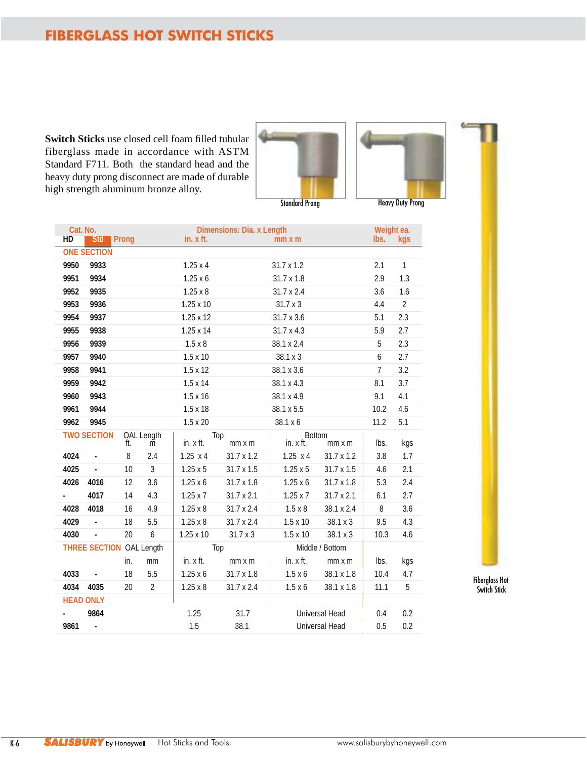# FIBERGLASS HOT SWITCH STICKS

**Switch Sticks** use closed cell foam filled tubular fiberglass made in accordance with ASTM Standard F711. Both the standard head and the heavy duty prong disconnect are made of durable high strength aluminum bronze alloy.

Standard Prong

Heavy Duty Prong

Fiberglass Hot Switch Stick

| Cat. No. HD | Std Prong | | | Dimensions: Dia. x Length in. x ft. | | mm x m | | Weight ea. lbs. | kgs |
|---|---|---|---|---|---|---|---|---|---|
| **ONE SECTION** | | | | | | | | | |
| **9950** | **9933** | | | 1.25 x 4 | | 31.7 x 1.2 | | 2.1 | 1 |
| **9951** | **9934** | | | 1.25 x 6 | | 31.7 x 1.8 | | 2.9 | 1.3 |
| **9952** | **9935** | | | 1.25 x 8 | | 31.7 x 2.4 | | 3.6 | 1.6 |
| **9953** | **9936** | | | 1.25 x 10 | | 31.7 x 3 | | 4.4 | 2 |
| **9954** | **9937** | | | 1.25 x 12 | | 31.7 x 3.6 | | 5.1 | 2.3 |
| **9955** | **9938** | | | 1.25 x 14 | | 31.7 x 4.3 | | 5.9 | 2.7 |
| **9956** | **9939** | | | 1.5 x 8 | | 38.1 x 2.4 | | 5 | 2.3 |
| **9957** | **9940** | | | 1.5 x 10 | | 38.1 x 3 | | 6 | 2.7 |
| **9958** | **9941** | | | 1.5 x 12 | | 38.1 x 3.6 | | 7 | 3.2 |
| **9959** | **9942** | | | 1.5 x 14 | | 38.1 x 4.3 | | 8.1 | 3.7 |
| **9960** | **9943** | | | 1.5 x 16 | | 38.1 x 4.9 | | 9.1 | 4.1 |
| **9961** | **9944** | | | 1.5 x 18 | | 38.1 x 5.5 | | 10.2 | 4.6 |
| **9962** | **9945** | | | 1.5 x 20 | | 38.1 x 6 | | 11.2 | 5.1 |
| **TWO SECTION** | | OAL Length ft. | m | Top in. x ft. | mm x m | Bottom in. x ft. | mm x m | lbs. | kgs |
| **4024** | **-** | 8 | 2.4 | 1.25 x 4 | 31.7 x 1.2 | 1.25 x 4 | 31.7 x 1.2 | 3.8 | 1.7 |
| **4025** | **-** | 10 | 3 | 1.25 x 5 | 31.7 x 1.5 | 1.25 x 5 | 31.7 x 1.5 | 4.6 | 2.1 |
| **4026** | **4016** | 12 | 3.6 | 1.25 x 6 | 31.7 x 1.8 | 1.25 x 6 | 31.7 x 1.8 | 5.3 | 2.4 |
| **-** | **4017** | 14 | 4.3 | 1.25 x 7 | 31.7 x 2.1 | 1.25 x 7 | 31.7 x 2.1 | 6.1 | 2.7 |
| **4028** | **4018** | 16 | 4.9 | 1.25 x 8 | 31.7 x 2.4 | 1.5 x 8 | 38.1 x 2.4 | 8 | 3.6 |
| **4029** | **-** | 18 | 5.5 | 1.25 x 8 | 31.7 x 2.4 | 1.5 x 10 | 38.1 x 3 | 9.5 | 4.3 |
| **4030** | **-** | 20 | 6 | 1.25 x 10 | 31.7 x 3 | 1.5 x 10 | 38.1 x 3 | 10.3 | 4.6 |
| **THREE SECTION** | | OAL Length in. | mm | Top in. x ft. | mm x m | Middle / Bottom in. x ft. | mm x m | lbs. | kgs |
| **4033** | **-** | 18 | 5.5 | 1.25 x 6 | 31.7 x 1.8 | 1.5 x 6 | 38.1 x 1.8 | 10.4 | 4.7 |
| **4034** | **4035** | 20 | 2 | 1.25 x 8 | 31.7 x 2.4 | 1.5 x 6 | 38.1 x 1.8 | 11.1 | 5 |
| **HEAD ONLY** | | | | | | | | | |
| **-** | **9864** | | | 1.25 | 31.7 | Universal Head | | 0.4 | 0.2 |
| **9861** | **-** | | | 1.5 | 38.1 | Universal Head | | 0.5 | 0.2 |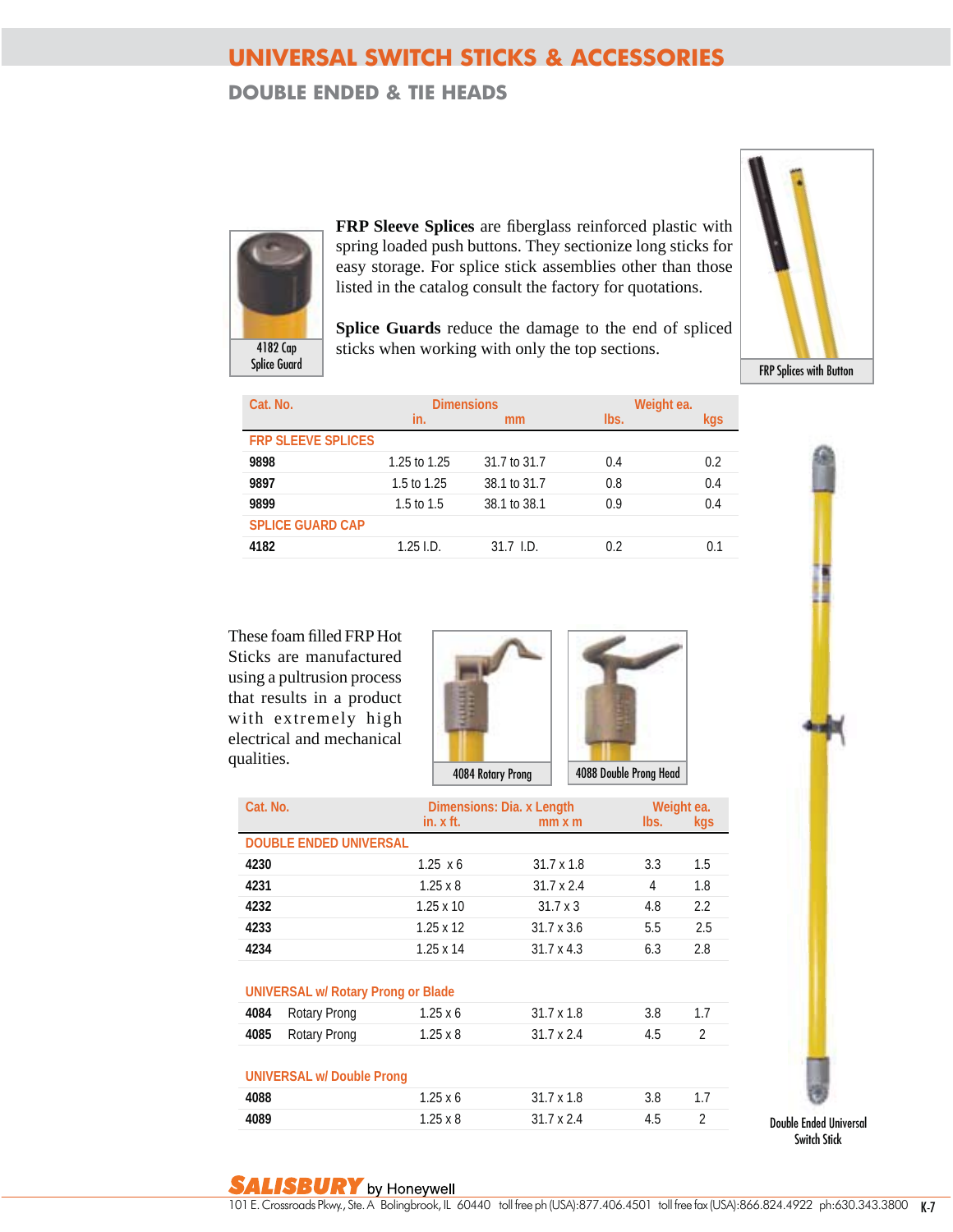# UNIVERSAL SWITCH STICKS & ACCESSORIES

## DOUBLE ENDED & TIE HEADS

4182 Cap Splice Guard

**FRP Sleeve Splices** are fiberglass reinforced plastic with spring loaded push buttons. They sectionize long sticks for easy storage. For splice stick assemblies other than those listed in the catalog consult the factory for quotations.

**Splice Guards** reduce the damage to the end of spliced sticks when working with only the top sections.

FRP Splices with Button

| Cat. No. | Dimensions in. | Dimensions mm | Weight ea. lbs. | Weight ea. kgs |
|---|---|---|---|---|
| **FRP SLEEVE SPLICES** | | | | |
| **9898** | 1.25 to 1.25 | 31.7 to 31.7 | 0.4 | 0.2 |
| **9897** | 1.5 to 1.25 | 38.1 to 31.7 | 0.8 | 0.4 |
| **9899** | 1.5 to 1.5 | 38.1 to 38.1 | 0.9 | 0.4 |
| **SPLICE GUARD CAP** | | | | |
| **4182** | 1.25 I.D. | 31.7 I.D. | 0.2 | 0.1 |

These foam filled FRP Hot Sticks are manufactured using a pultrusion process that results in a product with extremely high electrical and mechanical qualities.

4084 Rotary Prong

4088 Double Prong Head

| Cat. No. | | Dimensions: Dia. x Length in. x ft. | Dimensions: Dia. x Length mm x m | Weight ea. lbs. | Weight ea. kgs |
|---|---|---|---|---|---|
| **DOUBLE ENDED UNIVERSAL** | | | | | |
| **4230** | | 1.25 x 6 | 31.7 x 1.8 | 3.3 | 1.5 |
| **4231** | | 1.25 x 8 | 31.7 x 2.4 | 4 | 1.8 |
| **4232** | | 1.25 x 10 | 31.7 x 3 | 4.8 | 2.2 |
| **4233** | | 1.25 x 12 | 31.7 x 3.6 | 5.5 | 2.5 |
| **4234** | | 1.25 x 14 | 31.7 x 4.3 | 6.3 | 2.8 |
| **UNIVERSAL w/ Rotary Prong or Blade** | | | | | |
| **4084** | Rotary Prong | 1.25 x 6 | 31.7 x 1.8 | 3.8 | 1.7 |
| **4085** | Rotary Prong | 1.25 x 8 | 31.7 x 2.4 | 4.5 | 2 |
| **UNIVERSAL w/ Double Prong** | | | | | |
| **4088** | | 1.25 x 6 | 31.7 x 1.8 | 3.8 | 1.7 |
| **4089** | | 1.25 x 8 | 31.7 x 2.4 | 4.5 | 2 |

Double Ended Universal Switch Stick

**SALISBURY** by Honeywell
101 E. Crossroads Pkwy., Ste. A Bolingbrook, IL 60440 toll free ph (USA):877.406.4501 toll free fax (USA):866.824.4922 ph:630.343.3800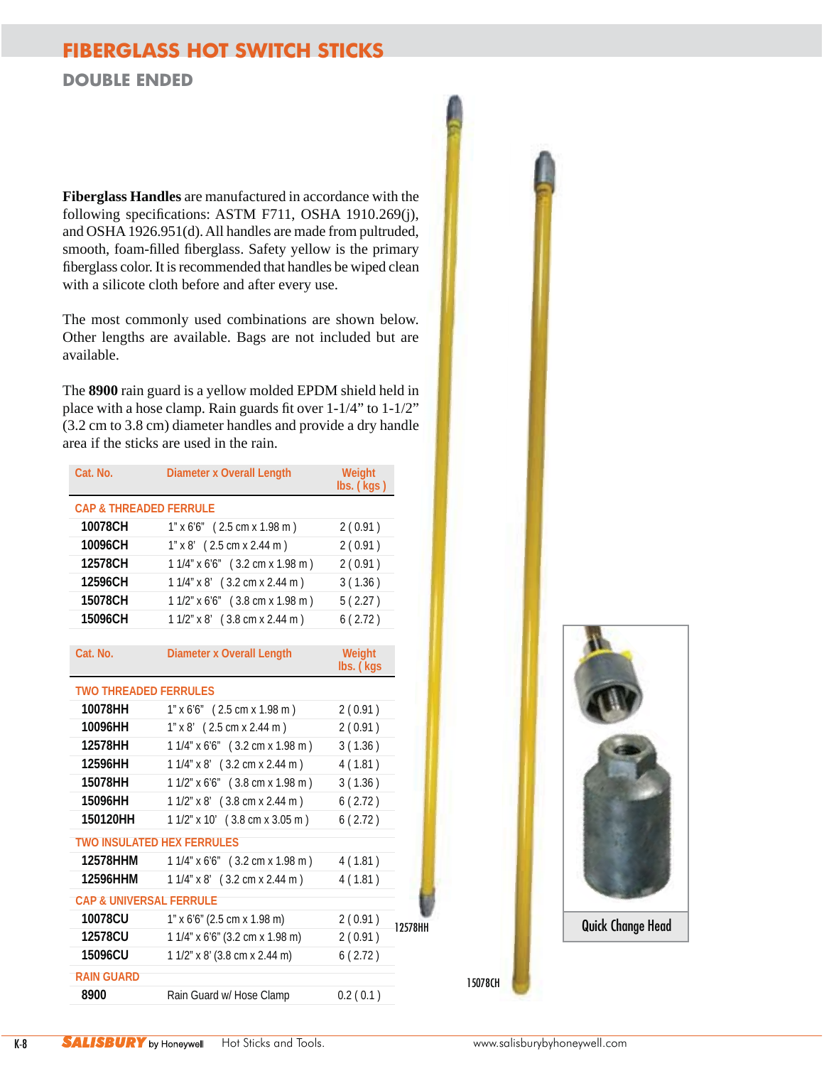# FIBERGLASS HOT SWITCH STICKS

## DOUBLE ENDED

**Fiberglass Handles** are manufactured in accordance with the following specifications: ASTM F711, OSHA 1910.269(j), and OSHA 1926.951(d). All handles are made from pultruded, smooth, foam-filled fiberglass. Safety yellow is the primary fiberglass color. It is recommended that handles be wiped clean with a silicote cloth before and after every use.

The most commonly used combinations are shown below. Other lengths are available. Bags are not included but are available.

The **8900** rain guard is a yellow molded EPDM shield held in place with a hose clamp. Rain guards fit over 1-1/4" to 1-1/2" (3.2 cm to 3.8 cm) diameter handles and provide a dry handle area if the sticks are used in the rain.

| Cat. No. | Diameter x Overall Length | Weight lbs. ( kgs ) |
|---|---|---|
| **CAP & THREADED FERRULE** | | |
| **10078CH** | 1" x 6'6" ( 2.5 cm x 1.98 m ) | 2 ( 0.91 ) |
| **10096CH** | 1" x 8' ( 2.5 cm x 2.44 m ) | 2 ( 0.91 ) |
| **12578CH** | 1 1/4" x 6'6" ( 3.2 cm x 1.98 m ) | 2 ( 0.91 ) |
| **12596CH** | 1 1/4" x 8' ( 3.2 cm x 2.44 m ) | 3 ( 1.36 ) |
| **15078CH** | 1 1/2" x 6'6" ( 3.8 cm x 1.98 m ) | 5 ( 2.27 ) |
| **15096CH** | 1 1/2" x 8' ( 3.8 cm x 2.44 m ) | 6 ( 2.72 ) |

| Cat. No. | Diameter x Overall Length | Weight lbs. ( kgs |
|---|---|---|
| **TWO THREADED FERRULES** | | |
| **10078HH** | 1" x 6'6" ( 2.5 cm x 1.98 m ) | 2 ( 0.91 ) |
| **10096HH** | 1" x 8' ( 2.5 cm x 2.44 m ) | 2 ( 0.91 ) |
| **12578HH** | 1 1/4" x 6'6" ( 3.2 cm x 1.98 m ) | 3 ( 1.36 ) |
| **12596HH** | 1 1/4" x 8' ( 3.2 cm x 2.44 m ) | 4 ( 1.81 ) |
| **15078HH** | 1 1/2" x 6'6" ( 3.8 cm x 1.98 m ) | 3 ( 1.36 ) |
| **15096HH** | 1 1/2" x 8' ( 3.8 cm x 2.44 m ) | 6 ( 2.72 ) |
| **150120HH** | 1 1/2" x 10' ( 3.8 cm x 3.05 m ) | 6 ( 2.72 ) |
| **TWO INSULATED HEX FERRULES** | | |
| **12578HHM** | 1 1/4" x 6'6" ( 3.2 cm x 1.98 m ) | 4 ( 1.81 ) |
| **12596HHM** | 1 1/4" x 8' ( 3.2 cm x 2.44 m ) | 4 ( 1.81 ) |
| **CAP & UNIVERSAL FERRULE** | | |
| **10078CU** | 1" x 6'6" (2.5 cm x 1.98 m) | 2 ( 0.91 ) |
| **12578CU** | 1 1/4" x 6'6" (3.2 cm x 1.98 m) | 2 ( 0.91 ) |
| **15096CU** | 1 1/2" x 8' (3.8 cm x 2.44 m) | 6 ( 2.72 ) |
| **RAIN GUARD** | | |
| **8900** | Rain Guard w/ Hose Clamp | 0.2 ( 0.1 ) |

12578HH

15078CH

Quick Change Head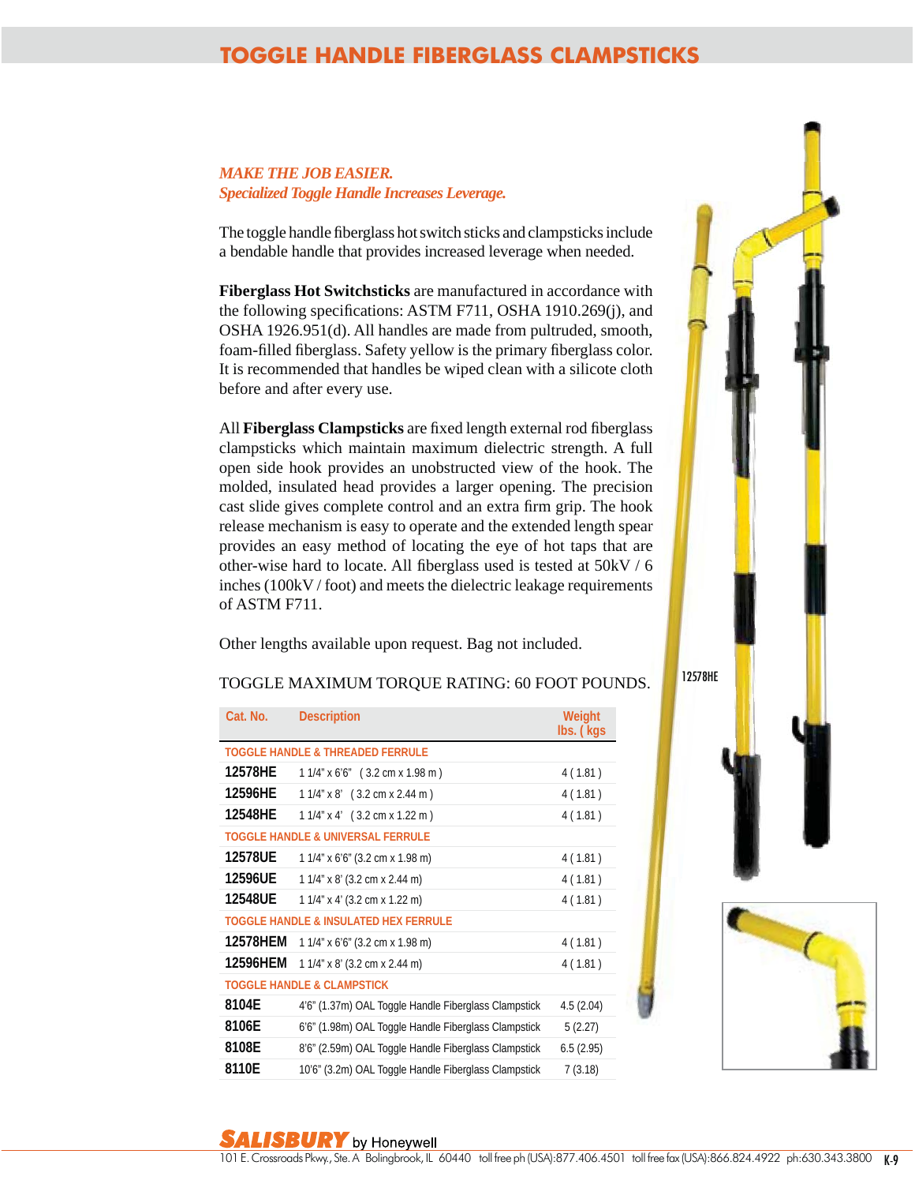# TOGGLE HANDLE FIBERGLASS CLAMPSTICKS

*MAKE THE JOB EASIER.*
*Specialized Toggle Handle Increases Leverage.*

The toggle handle fiberglass hot switch sticks and clampsticks include a bendable handle that provides increased leverage when needed.

**Fiberglass Hot Switchsticks** are manufactured in accordance with the following specifications: ASTM F711, OSHA 1910.269(j), and OSHA 1926.951(d). All handles are made from pultruded, smooth, foam-filled fiberglass. Safety yellow is the primary fiberglass color. It is recommended that handles be wiped clean with a silicote cloth before and after every use.

All **Fiberglass Clampsticks** are fixed length external rod fiberglass clampsticks which maintain maximum dielectric strength. A full open side hook provides an unobstructed view of the hook. The molded, insulated head provides a larger opening. The precision cast slide gives complete control and an extra firm grip. The hook release mechanism is easy to operate and the extended length spear provides an easy method of locating the eye of hot taps that are other-wise hard to locate. All fiberglass used is tested at 50kV / 6 inches (100kV / foot) and meets the dielectric leakage requirements of ASTM F711.

Other lengths available upon request. Bag not included.

TOGGLE MAXIMUM TORQUE RATING: 60 FOOT POUNDS.

12578HE

| Cat. No. | Description | Weight lbs. ( kgs |
|---|---|---|
| **TOGGLE HANDLE & THREADED FERRULE** | | |
| **12578HE** | 1 1/4" x 6'6" ( 3.2 cm x 1.98 m ) | 4 ( 1.81 ) |
| **12596HE** | 1 1/4" x 8' ( 3.2 cm x 2.44 m ) | 4 ( 1.81 ) |
| **12548HE** | 1 1/4" x 4' ( 3.2 cm x 1.22 m ) | 4 ( 1.81 ) |
| **TOGGLE HANDLE & UNIVERSAL FERRULE** | | |
| **12578UE** | 1 1/4" x 6'6" (3.2 cm x 1.98 m) | 4 ( 1.81 ) |
| **12596UE** | 1 1/4" x 8' (3.2 cm x 2.44 m) | 4 ( 1.81 ) |
| **12548UE** | 1 1/4" x 4' (3.2 cm x 1.22 m) | 4 ( 1.81 ) |
| **TOGGLE HANDLE & INSULATED HEX FERRULE** | | |
| **12578HEM** | 1 1/4" x 6'6" (3.2 cm x 1.98 m) | 4 ( 1.81 ) |
| **12596HEM** | 1 1/4" x 8' (3.2 cm x 2.44 m) | 4 ( 1.81 ) |
| **TOGGLE HANDLE & CLAMPSTICK** | | |
| **8104E** | 4'6" (1.37m) OAL Toggle Handle Fiberglass Clampstick | 4.5 (2.04) |
| **8106E** | 6'6" (1.98m) OAL Toggle Handle Fiberglass Clampstick | 5 (2.27) |
| **8108E** | 8'6" (2.59m) OAL Toggle Handle Fiberglass Clampstick | 6.5 (2.95) |
| **8110E** | 10'6" (3.2m) OAL Toggle Handle Fiberglass Clampstick | 7 (3.18) |

**SALISBURY** by Honeywell
101 E. Crossroads Pkwy., Ste. A Bolingbrook, IL 60440 toll free ph (USA):877.406.4501 toll free fax (USA):866.824.4922 ph:630.343.3800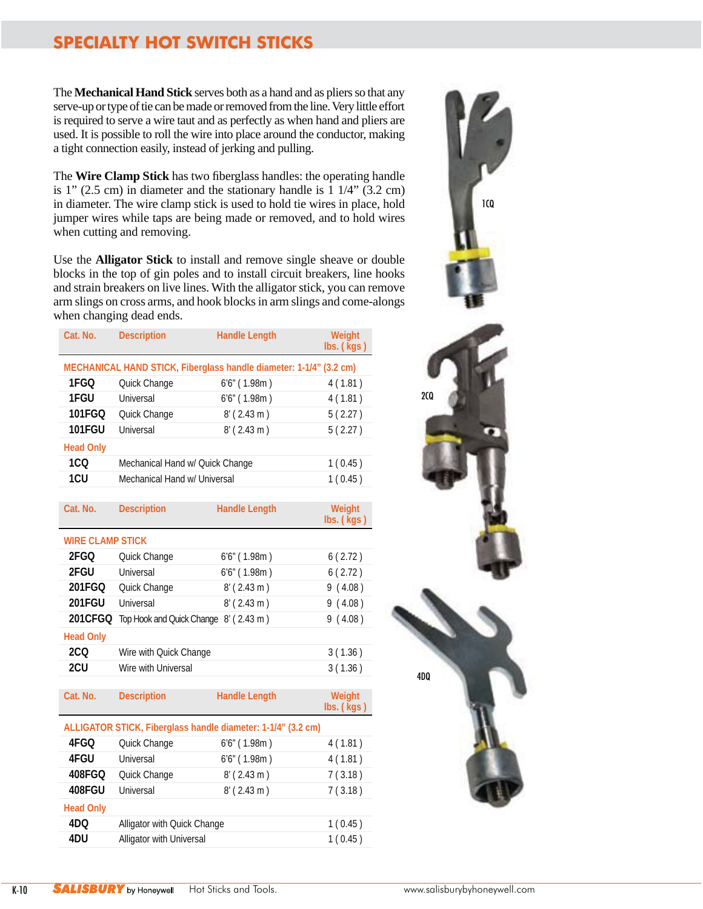# SPECIALTY HOT SWITCH STICKS

The **Mechanical Hand Stick** serves both as a hand and as pliers so that any serve-up or type of tie can be made or removed from the line. Very little effort is required to serve a wire taut and as perfectly as when hand and pliers are used. It is possible to roll the wire into place around the conductor, making a tight connection easily, instead of jerking and pulling.

The **Wire Clamp Stick** has two fiberglass handles: the operating handle is 1" (2.5 cm) in diameter and the stationary handle is 1 1/4" (3.2 cm) in diameter. The wire clamp stick is used to hold tie wires in place, hold jumper wires while taps are being made or removed, and to hold wires when cutting and removing.

Use the **Alligator Stick** to install and remove single sheave or double blocks in the top of gin poles and to install circuit breakers, line hooks and strain breakers on live lines. With the alligator stick, you can remove arm slings on cross arms, and hook blocks in arm slings and come-alongs when changing dead ends.

| Cat. No. | Description | Handle Length | Weight lbs. ( kgs ) |
|---|---|---|---|
| **MECHANICAL HAND STICK, Fiberglass handle diameter: 1-1/4" (3.2 cm)** | | | |
| **1FGQ** | Quick Change | 6'6" ( 1.98m ) | 4 ( 1.81 ) |
| **1FGU** | Universal | 6'6" ( 1.98m ) | 4 ( 1.81 ) |
| **101FGQ** | Quick Change | 8' ( 2.43 m ) | 5 ( 2.27 ) |
| **101FGU** | Universal | 8' ( 2.43 m ) | 5 ( 2.27 ) |
| **Head Only** | | | |
| **1CQ** | Mechanical Hand w/ Quick Change | | 1 ( 0.45 ) |
| **1CU** | Mechanical Hand w/ Universal | | 1 ( 0.45 ) |

| Cat. No. | Description | Handle Length | Weight lbs. ( kgs ) |
|---|---|---|---|
| **WIRE CLAMP STICK** | | | |
| **2FGQ** | Quick Change | 6'6" ( 1.98m ) | 6 ( 2.72 ) |
| **2FGU** | Universal | 6'6" ( 1.98m ) | 6 ( 2.72 ) |
| **201FGQ** | Quick Change | 8' ( 2.43 m ) | 9 ( 4.08 ) |
| **201FGU** | Universal | 8' ( 2.43 m ) | 9 ( 4.08 ) |
| **201CFGQ** | Top Hook and Quick Change | 8' ( 2.43 m ) | 9 ( 4.08 ) |
| **Head Only** | | | |
| **2CQ** | Wire with Quick Change | | 3 ( 1.36 ) |
| **2CU** | Wire with Universal | | 3 ( 1.36 ) |

| Cat. No. | Description | Handle Length | Weight lbs. ( kgs ) |
|---|---|---|---|
| **ALLIGATOR STICK, Fiberglass handle diameter: 1-1/4" (3.2 cm)** | | | |
| **4FGQ** | Quick Change | 6'6" ( 1.98m ) | 4 ( 1.81 ) |
| **4FGU** | Universal | 6'6" ( 1.98m ) | 4 ( 1.81 ) |
| **408FGQ** | Quick Change | 8' ( 2.43 m ) | 7 ( 3.18 ) |
| **408FGU** | Universal | 8' ( 2.43 m ) | 7 ( 3.18 ) |
| **Head Only** | | | |
| **4DQ** | Alligator with Quick Change | | 1 ( 0.45 ) |
| **4DU** | Alligator with Universal | | 1 ( 0.45 ) |

1CQ

2CQ

4DQ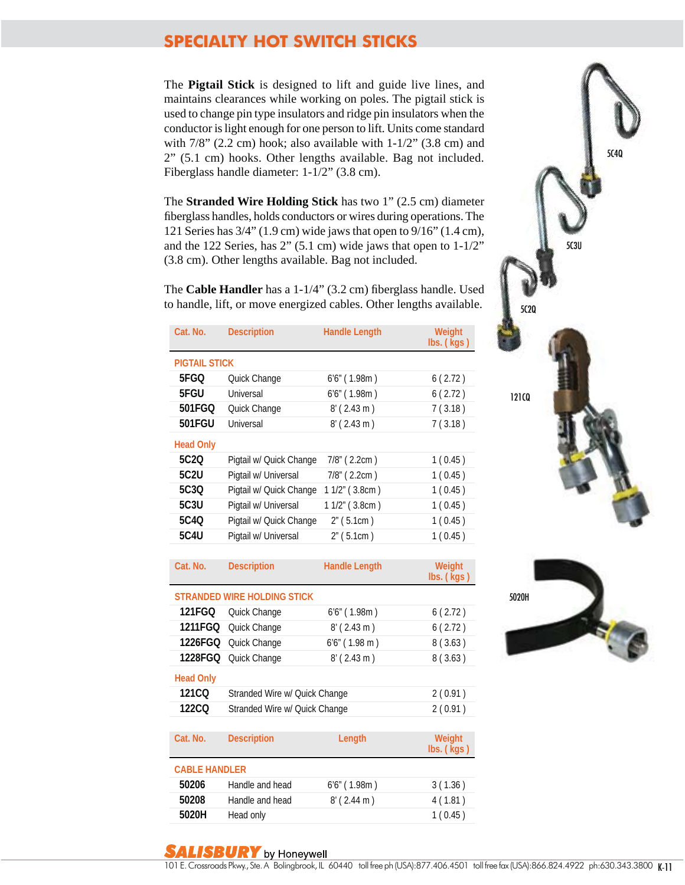# SPECIALTY HOT SWITCH STICKS

The **Pigtail Stick** is designed to lift and guide live lines, and maintains clearances while working on poles. The pigtail stick is used to change pin type insulators and ridge pin insulators when the conductor is light enough for one person to lift. Units come standard with 7/8" (2.2 cm) hook; also available with 1-1/2" (3.8 cm) and 2" (5.1 cm) hooks. Other lengths available. Bag not included. Fiberglass handle diameter: 1-1/2" (3.8 cm).

The **Stranded Wire Holding Stick** has two 1" (2.5 cm) diameter fiberglass handles, holds conductors or wires during operations. The 121 Series has 3/4" (1.9 cm) wide jaws that open to 9/16" (1.4 cm), and the 122 Series, has 2" (5.1 cm) wide jaws that open to 1-1/2" (3.8 cm). Other lengths available. Bag not included.

The **Cable Handler** has a 1-1/4" (3.2 cm) fiberglass handle. Used to handle, lift, or move energized cables. Other lengths available.

| Cat. No. | Description | Handle Length | Weight lbs. ( kgs ) |
|---|---|---|---|
| **PIGTAIL STICK** | | | |
| **5FGQ** | Quick Change | 6'6" ( 1.98m ) | 6 ( 2.72 ) |
| **5FGU** | Universal | 6'6" ( 1.98m ) | 6 ( 2.72 ) |
| **501FGQ** | Quick Change | 8' ( 2.43 m ) | 7 ( 3.18 ) |
| **501FGU** | Universal | 8' ( 2.43 m ) | 7 ( 3.18 ) |
| **Head Only** | | | |
| **5C2Q** | Pigtail w/ Quick Change | 7/8" ( 2.2cm ) | 1 ( 0.45 ) |
| **5C2U** | Pigtail w/ Universal | 7/8" ( 2.2cm ) | 1 ( 0.45 ) |
| **5C3Q** | Pigtail w/ Quick Change | 1 1/2" ( 3.8cm ) | 1 ( 0.45 ) |
| **5C3U** | Pigtail w/ Universal | 1 1/2" ( 3.8cm ) | 1 ( 0.45 ) |
| **5C4Q** | Pigtail w/ Quick Change | 2" ( 5.1cm ) | 1 ( 0.45 ) |
| **5C4U** | Pigtail w/ Universal | 2" ( 5.1cm ) | 1 ( 0.45 ) |

| Cat. No. | Description | Handle Length | Weight lbs. ( kgs ) |
|---|---|---|---|
| **STRANDED WIRE HOLDING STICK** | | | |
| **121FGQ** | Quick Change | 6'6" ( 1.98m ) | 6 ( 2.72 ) |
| **1211FGQ** | Quick Change | 8' ( 2.43 m ) | 6 ( 2.72 ) |
| **1226FGQ** | Quick Change | 6'6" ( 1.98 m ) | 8 ( 3.63 ) |
| **1228FGQ** | Quick Change | 8' ( 2.43 m ) | 8 ( 3.63 ) |
| **Head Only** | | | |
| **121CQ** | Stranded Wire w/ Quick Change | | 2 ( 0.91 ) |
| **122CQ** | Stranded Wire w/ Quick Change | | 2 ( 0.91 ) |

| Cat. No. | Description | Length | Weight lbs. ( kgs ) |
|---|---|---|---|
| **CABLE HANDLER** | | | |
| **50206** | Handle and head | 6'6" ( 1.98m ) | 3 ( 1.36 ) |
| **50208** | Handle and head | 8' ( 2.44 m ) | 4 ( 1.81 ) |
| **5020H** | Head only | | 1 ( 0.45 ) |

5C4Q

5C3U

5C2Q

121CQ

5020H

**SALISBURY** by Honeywell

101 E. Crossroads Pkwy., Ste. A Bolingbrook, IL 60440 toll free ph (USA):877.406.4501 toll free fax (USA):866.824.4922 ph:630.343.3800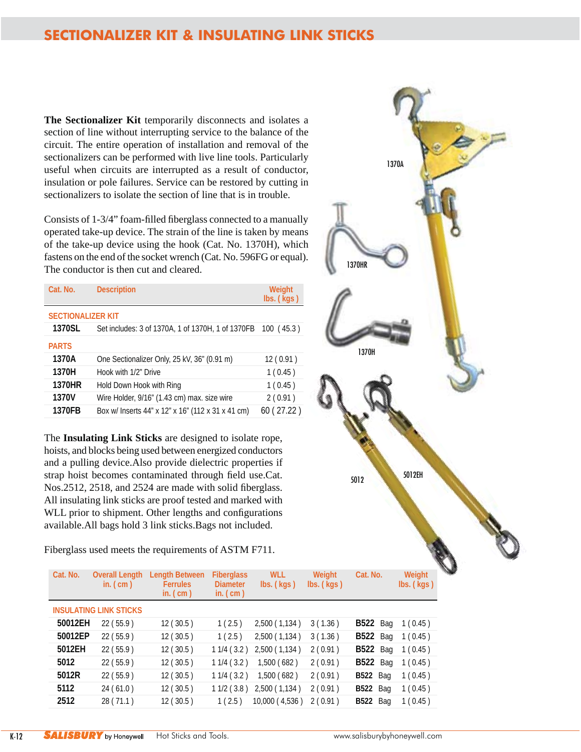# SECTIONALIZER KIT & INSULATING LINK STICKS

**The Sectionalizer Kit** temporarily disconnects and isolates a section of line without interrupting service to the balance of the circuit. The entire operation of installation and removal of the sectionalizers can be performed with live line tools. Particularly useful when circuits are interrupted as a result of conductor, insulation or pole failures. Service can be restored by cutting in sectionalizers to isolate the section of line that is in trouble.

Consists of 1-3/4" foam-filled fiberglass connected to a manually operated take-up device. The strain of the line is taken by means of the take-up device using the hook (Cat. No. 1370H), which fastens on the end of the socket wrench (Cat. No. 596FG or equal). The conductor is then cut and cleared.

| Cat. No. | Description | Weight lbs. ( kgs ) |
|---|---|---|
| **SECTIONALIZER KIT** | | |
| **1370SL** | Set includes: 3 of 1370A, 1 of 1370H, 1 of 1370FB | 100 ( 45.3 ) |
| **PARTS** | | |
| **1370A** | One Sectionalizer Only, 25 kV, 36" (0.91 m) | 12 ( 0.91 ) |
| **1370H** | Hook with 1/2" Drive | 1 ( 0.45 ) |
| **1370HR** | Hold Down Hook with Ring | 1 ( 0.45 ) |
| **1370V** | Wire Holder, 9/16" (1.43 cm) max. size wire | 2 ( 0.91 ) |
| **1370FB** | Box w/ Inserts 44" x 12" x 16" (112 x 31 x 41 cm) | 60 ( 27.22 ) |

The **Insulating Link Sticks** are designed to isolate rope, hoists, and blocks being used between energized conductors and a pulling device.Also provide dielectric properties if strap hoist becomes contaminated through field use.Cat. Nos.2512, 2518, and 2524 are made with solid fiberglass. All insulating link sticks are proof tested and marked with WLL prior to shipment. Other lengths and configurations available.All bags hold 3 link sticks.Bags not included.

Fiberglass used meets the requirements of ASTM F711.

1370A

1370HR

1370H

5012

5012EH

| Cat. No. | Overall Length in. ( cm ) | Length Between Ferrules in. ( cm ) | Fiberglass Diameter in. ( cm ) | WLL lbs. ( kgs ) | Weight lbs. ( kgs ) | Cat. No. | Weight lbs. ( kgs ) |
|---|---|---|---|---|---|---|---|
| **INSULATING LINK STICKS** | | | | | | | |
| **50012EH** | 22 ( 55.9 ) | 12 ( 30.5 ) | 1 ( 2.5 ) | 2,500 ( 1,134 ) | 3 ( 1.36 ) | **B522** Bag | 1 ( 0.45 ) |
| **50012EP** | 22 ( 55.9 ) | 12 ( 30.5 ) | 1 ( 2.5 ) | 2,500 ( 1,134 ) | 3 ( 1.36 ) | **B522** Bag | 1 ( 0.45 ) |
| **5012EH** | 22 ( 55.9 ) | 12 ( 30.5 ) | 1 1/4 ( 3.2 ) | 2,500 ( 1,134 ) | 2 ( 0.91 ) | **B522** Bag | 1 ( 0.45 ) |
| **5012** | 22 ( 55.9 ) | 12 ( 30.5 ) | 1 1/4 ( 3.2 ) | 1,500 ( 682 ) | 2 ( 0.91 ) | **B522** Bag | 1 ( 0.45 ) |
| **5012R** | 22 ( 55.9 ) | 12 ( 30.5 ) | 1 1/4 ( 3.2 ) | 1,500 ( 682 ) | 2 ( 0.91 ) | **B522** Bag | 1 ( 0.45 ) |
| **5112** | 24 ( 61.0 ) | 12 ( 30.5 ) | 1 1/2 ( 3.8 ) | 2,500 ( 1,134 ) | 2 ( 0.91 ) | **B522** Bag | 1 ( 0.45 ) |
| **2512** | 28 ( 71.1 ) | 12 ( 30.5 ) | 1 ( 2.5 ) | 10,000 ( 4,536 ) | 2 ( 0.91 ) | **B522** Bag | 1 ( 0.45 ) |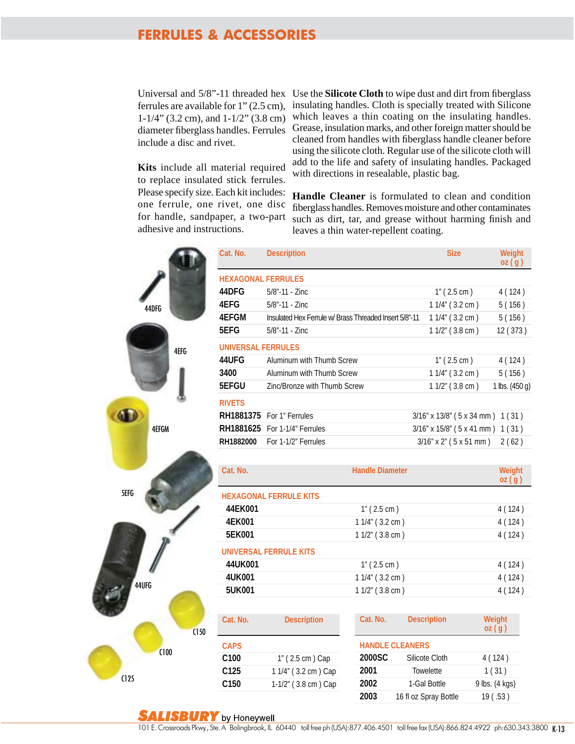# FERRULES & ACCESSORIES

Universal and 5/8"-11 threaded hex ferrules are available for 1" (2.5 cm), 1-1/4" (3.2 cm), and 1-1/2" (3.8 cm) diameter fiberglass handles. Ferrules include a disc and rivet.

**Kits** include all material required to replace insulated stick ferrules. Please specify size. Each kit includes: one ferrule, one rivet, one disc for handle, sandpaper, a two-part adhesive and instructions.

Use the **Silicote Cloth** to wipe dust and dirt from fiberglass insulating handles. Cloth is specially treated with Silicone which leaves a thin coating on the insulating handles. Grease, insulation marks, and other foreign matter should be cleaned from handles with fiberglass handle cleaner before using the silicote cloth. Regular use of the silicote cloth will add to the life and safety of insulating handles. Packaged with directions in resealable, plastic bag.

**Handle Cleaner** is formulated to clean and condition fiberglass handles. Removes moisture and other contaminates such as dirt, tar, and grease without harming finish and leaves a thin water-repellent coating.

| Cat. No. | Description | Size | Weight oz ( g ) |
|---|---|---|---|
| **HEXAGONAL FERRULES** | | | |
| **44DFG** | 5/8"-11 - Zinc | 1" ( 2.5 cm ) | 4 ( 124 ) |
| **4EFG** | 5/8"-11 - Zinc | 1 1/4" ( 3.2 cm ) | 5 ( 156 ) |
| **4EFGM** | Insulated Hex Ferrule w/ Brass Threaded Insert 5/8"-11 | 1 1/4" ( 3.2 cm ) | 5 ( 156 ) |
| **5EFG** | 5/8"-11 - Zinc | 1 1/2" ( 3.8 cm ) | 12 ( 373 ) |
| **UNIVERSAL FERRULES** | | | |
| **44UFG** | Aluminum with Thumb Screw | 1" ( 2.5 cm ) | 4 ( 124 ) |
| **3400** | Aluminum with Thumb Screw | 1 1/4" ( 3.2 cm ) | 5 ( 156 ) |
| **5EFGU** | Zinc/Bronze with Thumb Screw | 1 1/2" ( 3.8 cm ) | 1 lbs. (450 g) |
| **RIVETS** | | | |
| **RH1881375** | For 1" Ferrules | 3/16" x 13/8" ( 5 x 34 mm ) | 1 ( 31 ) |
| **RH1881625** | For 1-1/4" Ferrules | 3/16" x 15/8" ( 5 x 41 mm ) | 1 ( 31 ) |
| **RH1882000** | For 1-1/2" Ferrules | 3/16" x 2" ( 5 x 51 mm ) | 2 ( 62 ) |

| Cat. No. | Handle Diameter | Weight oz ( g ) |
|---|---|---|
| **HEXAGONAL FERRULE KITS** | | |
| **44EK001** | 1" ( 2.5 cm ) | 4 ( 124 ) |
| **4EK001** | 1 1/4" ( 3.2 cm ) | 4 ( 124 ) |
| **5EK001** | 1 1/2" ( 3.8 cm ) | 4 ( 124 ) |
| **UNIVERSAL FERRULE KITS** | | |
| **44UK001** | 1" ( 2.5 cm ) | 4 ( 124 ) |
| **4UK001** | 1 1/4" ( 3.2 cm ) | 4 ( 124 ) |
| **5UK001** | 1 1/2" ( 3.8 cm ) | 4 ( 124 ) |

| Cat. No. | Description |
|---|---|
| **CAPS** | |
| **C100** | 1" ( 2.5 cm ) Cap |
| **C125** | 1 1/4" ( 3.2 cm ) Cap |
| **C150** | 1-1/2" ( 3.8 cm ) Cap |

| Cat. No. | Description | Weight oz ( g ) |
|---|---|---|
| **HANDLE CLEANERS** | | |
| **2000SC** | Silicote Cloth | 4 ( 124 ) |
| **2001** | Towelette | 1 ( 31 ) |
| **2002** | 1-Gal Bottle | 9 lbs. (4 kgs) |
| **2003** | 16 fl oz Spray Bottle | 19 ( .53 ) |

**SALISBURY** by Honeywell

101 E. Crossroads Pkwy., Ste. A Bolingbrook, IL 60440 toll free ph (USA):877.406.4501 toll free fax (USA):866.824.4922 ph:630.343.3800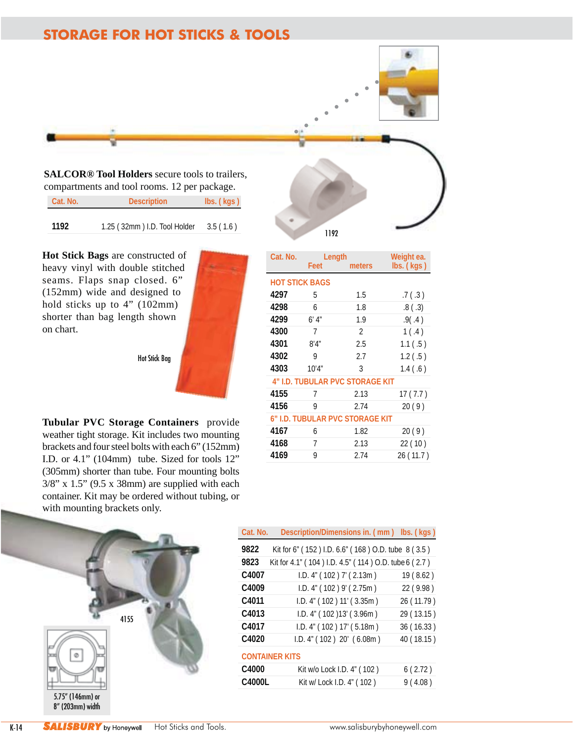# STORAGE FOR HOT STICKS & TOOLS

**SALCOR® Tool Holders** secure tools to trailers, compartments and tool rooms. 12 per package.

| Cat. No. | Description | lbs. ( kgs ) |
|---|---|---|
| 1192 | 1.25 ( 32mm ) I.D. Tool Holder | 3.5 ( 1.6 ) |

1192

**Hot Stick Bags** are constructed of heavy vinyl with double stitched seams. Flaps snap closed. 6" (152mm) wide and designed to hold sticks up to 4" (102mm) shorter than bag length shown on chart.

Hot Stick Bag

**Tubular PVC Storage Containers** provide weather tight storage. Kit includes two mounting brackets and four steel bolts with each 6" (152mm) I.D. or 4.1" (104mm) tube. Sized for tools 12" (305mm) shorter than tube. Four mounting bolts 3/8" x 1.5" (9.5 x 38mm) are supplied with each container. Kit may be ordered without tubing, or with mounting brackets only.

| Cat. No. | Length Feet | Length meters | Weight ea. lbs. ( kgs ) |
|---|---|---|---|
| **HOT STICK BAGS** | | | |
| 4297 | 5 | 1.5 | .7 ( .3 ) |
| 4298 | 6 | 1.8 | .8 ( .3) |
| 4299 | 6' 4" | 1.9 | .9( .4 ) |
| 4300 | 7 | 2 | 1 ( .4 ) |
| 4301 | 8'4" | 2.5 | 1.1 ( .5 ) |
| 4302 | 9 | 2.7 | 1.2 ( .5 ) |
| 4303 | 10'4" | 3 | 1.4 ( .6 ) |
| **4" I.D. TUBULAR PVC STORAGE KIT** | | | |
| 4155 | 7 | 2.13 | 17 ( 7.7 ) |
| 4156 | 9 | 2.74 | 20 ( 9 ) |
| **6" I.D. TUBULAR PVC STORAGE KIT** | | | |
| 4167 | 6 | 1.82 | 20 ( 9 ) |
| 4168 | 7 | 2.13 | 22 ( 10 ) |
| 4169 | 9 | 2.74 | 26 ( 11.7 ) |

4155

5.75" (146mm) or 8" (203mm) width

| Cat. No. | Description/Dimensions in. ( mm ) | lbs. ( kgs ) |
|---|---|---|
| 9822 | Kit for 6" ( 152 ) I.D. 6.6" ( 168 ) O.D. tube | 8 ( 3.5 ) |
| 9823 | Kit for 4.1" ( 104 ) I.D. 4.5" ( 114 ) O.D. tube | 6 ( 2.7 ) |
| C4007 | I.D. 4" ( 102 ) 7' ( 2.13m ) | 19 ( 8.62 ) |
| C4009 | I.D. 4" ( 102 ) 9' ( 2.75m ) | 22 ( 9.98 ) |
| C4011 | I.D. 4" ( 102 ) 11' ( 3.35m ) | 26 ( 11.79 ) |
| C4013 | I.D. 4" ( 102 )13' ( 3.96m ) | 29 ( 13.15 ) |
| C4017 | I.D. 4" ( 102 ) 17' ( 5.18m ) | 36 ( 16.33 ) |
| C4020 | I.D. 4" ( 102 ) 20' ( 6.08m ) | 40 ( 18.15 ) |
| **CONTAINER KITS** | | |
| C4000 | Kit w/o Lock I.D. 4" ( 102 ) | 6 ( 2.72 ) |
| C4000L | Kit w/ Lock I.D. 4" ( 102 ) | 9 ( 4.08 ) |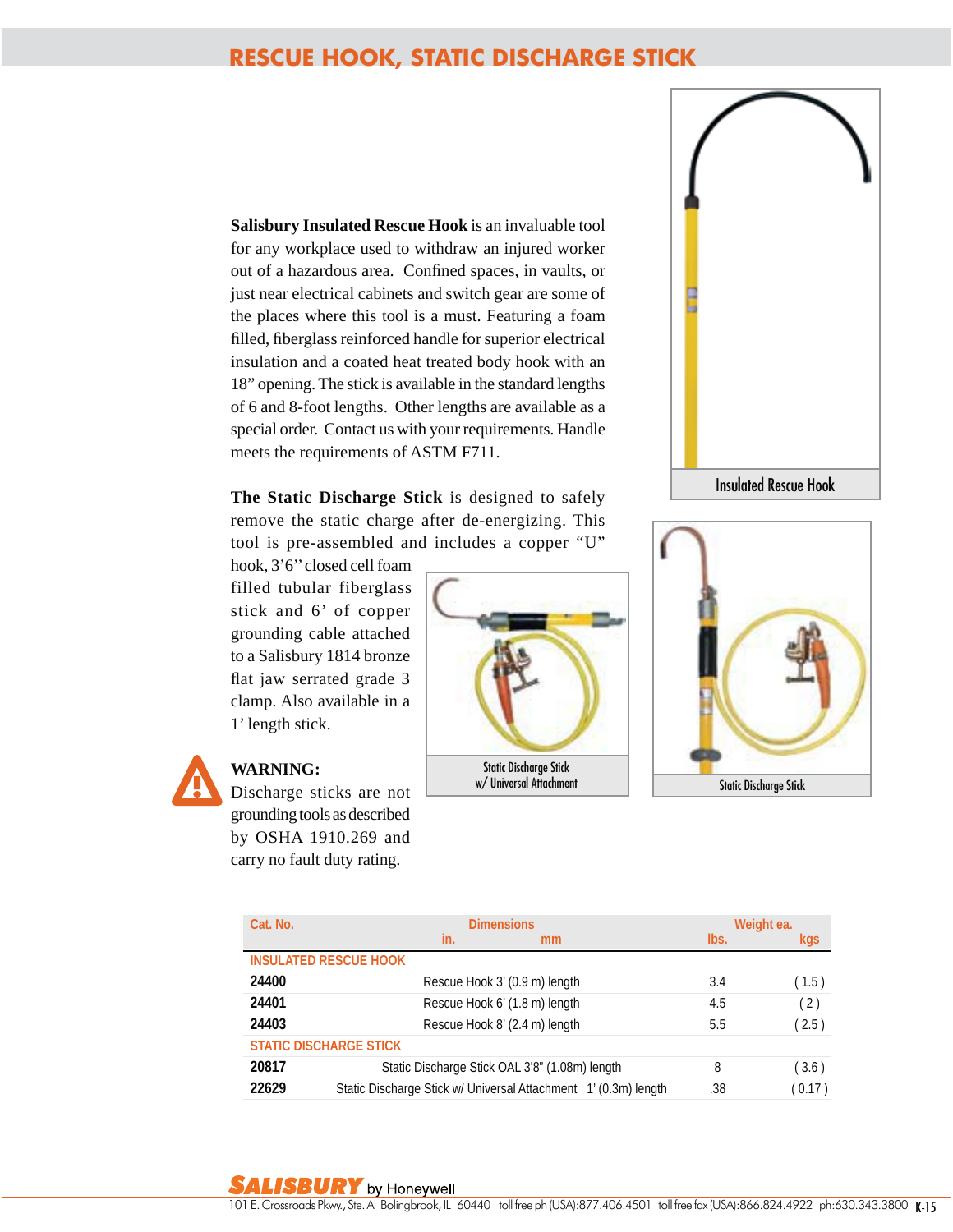# RESCUE HOOK, STATIC DISCHARGE STICK

**Salisbury Insulated Rescue Hook** is an invaluable tool for any workplace used to withdraw an injured worker out of a hazardous area. Confined spaces, in vaults, or just near electrical cabinets and switch gear are some of the places where this tool is a must. Featuring a foam filled, fiberglass reinforced handle for superior electrical insulation and a coated heat treated body hook with an 18" opening. The stick is available in the standard lengths of 6 and 8-foot lengths. Other lengths are available as a special order. Contact us with your requirements. Handle meets the requirements of ASTM F711.

**The Static Discharge Stick** is designed to safely remove the static charge after de-energizing. This tool is pre-assembled and includes a copper "U" hook, 3'6'' closed cell foam filled tubular fiberglass stick and 6' of copper grounding cable attached to a Salisbury 1814 bronze flat jaw serrated grade 3 clamp. Also available in a 1' length stick.

Insulated Rescue Hook

Static Discharge Stick w/ Universal Attachment

Static Discharge Stick

**WARNING:**
Discharge sticks are not grounding tools as described by OSHA 1910.269 and carry no fault duty rating.

| Cat. No. | Dimensions in. mm | Weight ea. lbs. | kgs |
|---|---|---|---|
| **INSULATED RESCUE HOOK** | | | |
| **24400** | Rescue Hook 3' (0.9 m) length | 3.4 | ( 1.5 ) |
| **24401** | Rescue Hook 6' (1.8 m) length | 4.5 | ( 2 ) |
| **24403** | Rescue Hook 8' (2.4 m) length | 5.5 | ( 2.5 ) |
| **STATIC DISCHARGE STICK** | | | |
| **20817** | Static Discharge Stick OAL 3'8" (1.08m) length | 8 | ( 3.6 ) |
| **22629** | Static Discharge Stick w/ Universal Attachment 1' (0.3m) length | .38 | ( 0.17 ) |

**SALISBURY** by Honeywell
101 E. Crossroads Pkwy., Ste. A Bolingbrook, IL 60440 toll free ph (USA):877.406.4501 toll free fax (USA):866.824.4922 ph:630.343.3800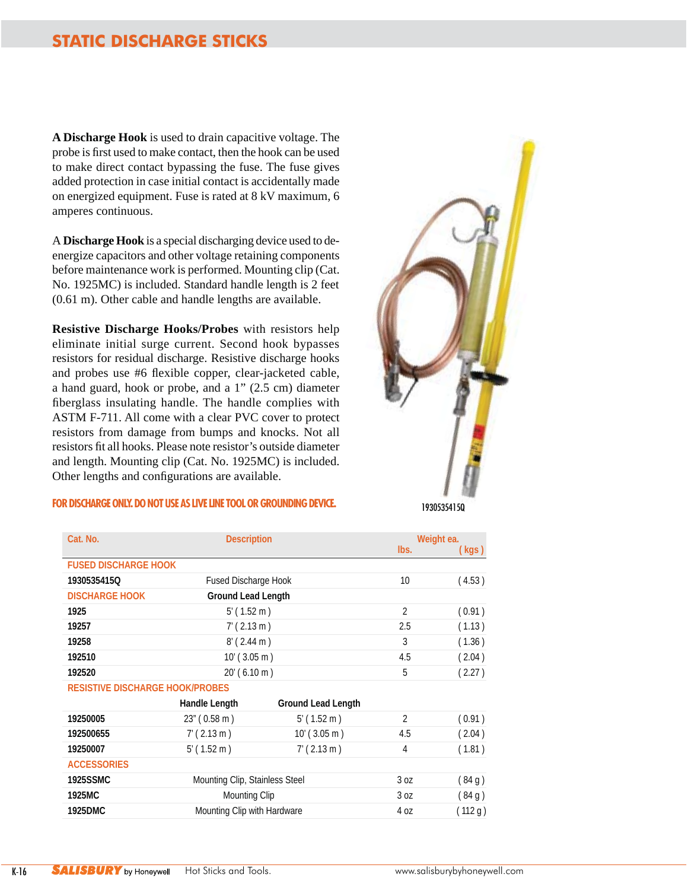# STATIC DISCHARGE STICKS

**A Discharge Hook** is used to drain capacitive voltage. The probe is first used to make contact, then the hook can be used to make direct contact bypassing the fuse. The fuse gives added protection in case initial contact is accidentally made on energized equipment. Fuse is rated at 8 kV maximum, 6 amperes continuous.

A **Discharge Hook** is a special discharging device used to de-energize capacitors and other voltage retaining components before maintenance work is performed. Mounting clip (Cat. No. 1925MC) is included. Standard handle length is 2 feet (0.61 m). Other cable and handle lengths are available.

**Resistive Discharge Hooks/Probes** with resistors help eliminate initial surge current. Second hook bypasses resistors for residual discharge. Resistive discharge hooks and probes use #6 flexible copper, clear-jacketed cable, a hand guard, hook or probe, and a 1" (2.5 cm) diameter fiberglass insulating handle. The handle complies with ASTM F-711. All come with a clear PVC cover to protect resistors from damage from bumps and knocks. Not all resistors fit all hooks. Please note resistor's outside diameter and length. Mounting clip (Cat. No. 1925MC) is included. Other lengths and configurations are available.

**FOR DISCHARGE ONLY. DO NOT USE AS LIVE LINE TOOL OR GROUNDING DEVICE.**

1930535415Q

| Cat. No. | Description | | Weight ea. lbs. | ( kgs ) |
|---|---|---|---|---|
| **FUSED DISCHARGE HOOK** | | | | |
| **1930535415Q** | Fused Discharge Hook | | 10 | ( 4.53 ) |
| **DISCHARGE HOOK** | **Ground Lead Length** | | | |
| **1925** | 5' ( 1.52 m ) | | 2 | ( 0.91 ) |
| **19257** | 7' ( 2.13 m ) | | 2.5 | ( 1.13 ) |
| **19258** | 8' ( 2.44 m ) | | 3 | ( 1.36 ) |
| **192510** | 10' ( 3.05 m ) | | 4.5 | ( 2.04 ) |
| **192520** | 20' ( 6.10 m ) | | 5 | ( 2.27 ) |
| **RESISTIVE DISCHARGE HOOK/PROBES** | | | | |
| | **Handle Length** | **Ground Lead Length** | | |
| **19250005** | 23" ( 0.58 m ) | 5' ( 1.52 m ) | 2 | ( 0.91 ) |
| **192500655** | 7' ( 2.13 m ) | 10' ( 3.05 m ) | 4.5 | ( 2.04 ) |
| **19250007** | 5' ( 1.52 m ) | 7' ( 2.13 m ) | 4 | ( 1.81 ) |
| **ACCESSORIES** | | | | |
| **1925SSMC** | Mounting Clip, Stainless Steel | | 3 oz | ( 84 g ) |
| **1925MC** | Mounting Clip | | 3 oz | ( 84 g ) |
| **1925DMC** | Mounting Clip with Hardware | | 4 oz | ( 112 g ) |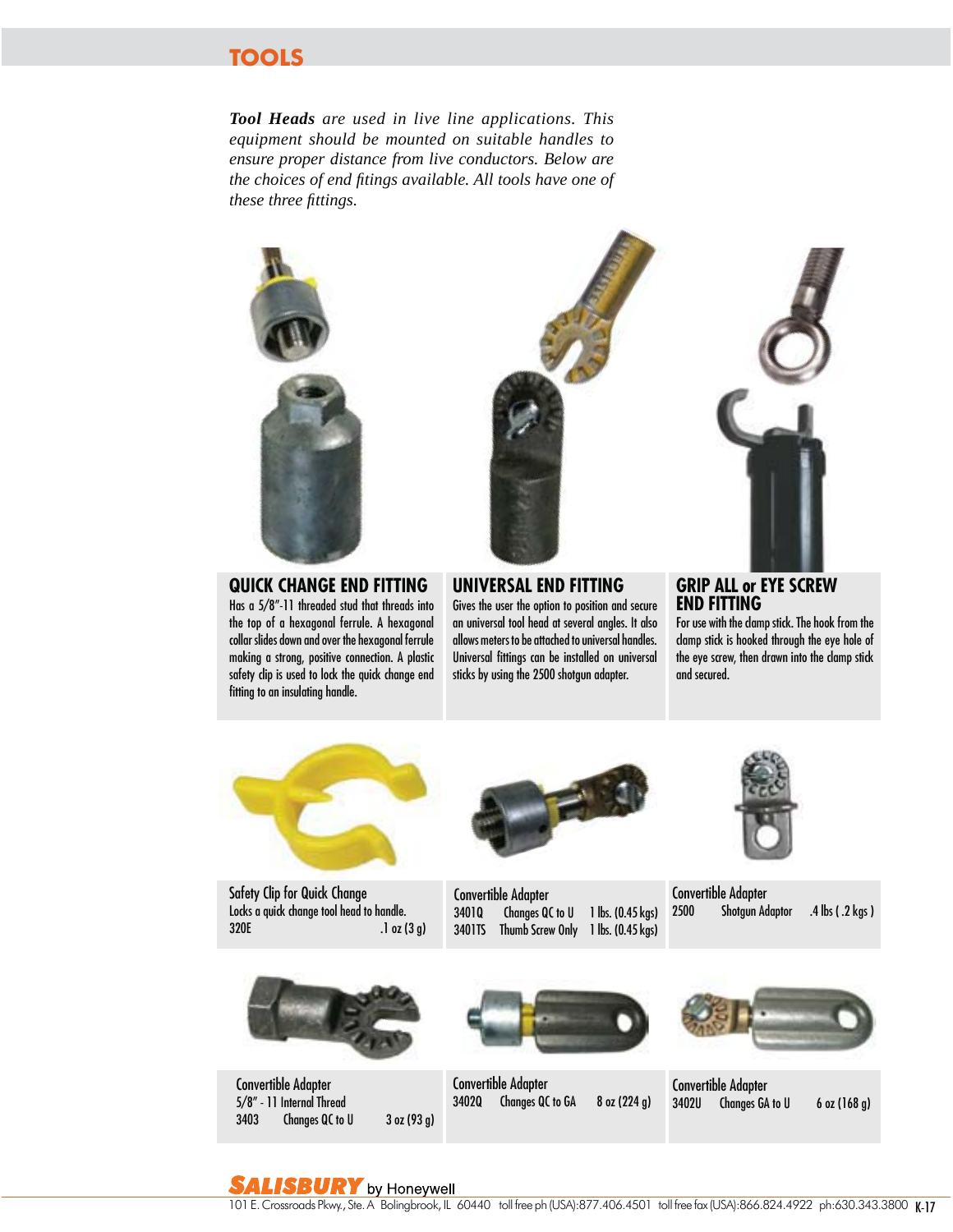# TOOLS

***Tool Heads** are used in live line applications. This equipment should be mounted on suitable handles to ensure proper distance from live conductors. Below are the choices of end fitings available. All tools have one of these three fittings.*

## QUICK CHANGE END FITTING

Has a 5/8"-11 threaded stud that threads into the top of a hexagonal ferrule. A hexagonal collar slides down and over the hexagonal ferrule making a strong, positive connection. A plastic safety clip is used to lock the quick change end fitting to an insulating handle.

## UNIVERSAL END FITTING

Gives the user the option to position and secure an universal tool head at several angles. It also allows meters to be attached to universal handles. Universal fittings can be installed on universal sticks by using the 2500 shotgun adapter.

## GRIP ALL or EYE SCREW END FITTING

For use with the clamp stick. The hook from the clamp stick is hooked through the eye hole of the eye screw, then drawn into the clamp stick and secured.

---

**Safety Clip for Quick Change**

Locks a quick change tool head to handle.

| | |
|---|---|
| 320E | .1 oz (3 g) |

**Convertible Adapter**

| | | |
|---|---|---|
| 3401Q | Changes QC to U | 1 lbs. (0.45 kgs) |
| 3401TS | Thumb Screw Only | 1 lbs. (0.45 kgs) |

**Convertible Adapter**

| | | |
|---|---|---|
| 2500 | Shotgun Adaptor | .4 lbs ( .2 kgs ) |

**Convertible Adapter**

5/8" - 11 Internal Thread

| | | |
|---|---|---|
| 3403 | Changes QC to U | 3 oz (93 g) |

**Convertible Adapter**

| | | |
|---|---|---|
| 3402Q | Changes QC to GA | 8 oz (224 g) |

**Convertible Adapter**

| | | |
|---|---|---|
| 3402U | Changes GA to U | 6 oz (168 g) |

SALISBURY by Honeywell

101 E. Crossroads Pkwy., Ste. A Bolingbrook, IL 60440 toll free ph (USA):877.406.4501 toll free fax (USA):866.824.4922 ph:630.343.3800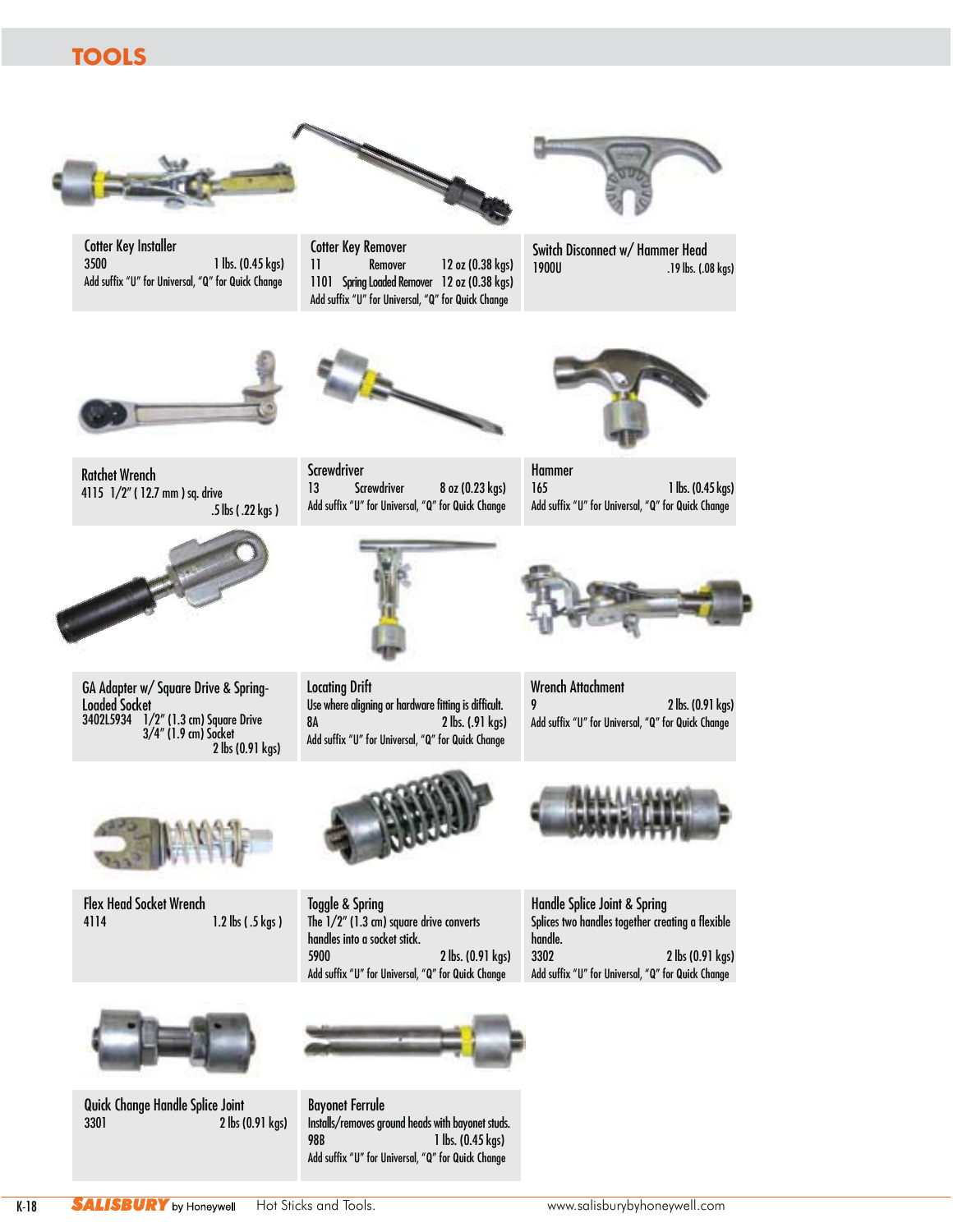# TOOLS

### Cotter Key Installer
3500 — 1 lbs. (0.45 kgs)
Add suffix "U" for Universal, "Q" for Quick Change

### Cotter Key Remover
11 — Remover — 12 oz (0.38 kgs)
1101 — Spring Loaded Remover — 12 oz (0.38 kgs)
Add suffix "U" for Universal, "Q" for Quick Change

### Switch Disconnect w/ Hammer Head
1900U — .19 lbs. (.08 kgs)

### Ratchet Wrench
4115 1/2" ( 12.7 mm ) sq. drive
.5 lbs ( .22 kgs )

### Screwdriver
13 — Screwdriver — 8 oz (0.23 kgs)
Add suffix "U" for Universal, "Q" for Quick Change

### Hammer
165 — 1 lbs. (0.45 kgs)
Add suffix "U" for Universal, "Q" for Quick Change

### GA Adapter w/ Square Drive & Spring-Loaded Socket
3402L5934 — 1/2" (1.3 cm) Square Drive
3/4" (1.9 cm) Socket
2 lbs (0.91 kgs)

### Locating Drift
Use where aligning or hardware fitting is difficult.
8A — 2 lbs. (.91 kgs)
Add suffix "U" for Universal, "Q" for Quick Change

### Wrench Attachment
9 — 2 lbs. (0.91 kgs)
Add suffix "U" for Universal, "Q" for Quick Change

### Flex Head Socket Wrench
4114 — 1.2 lbs ( .5 kgs )

### Toggle & Spring
The 1/2" (1.3 cm) square drive converts handles into a socket stick.
5900 — 2 lbs. (0.91 kgs)
Add suffix "U" for Universal, "Q" for Quick Change

### Handle Splice Joint & Spring
Splices two handles together creating a flexible handle.
3302 — 2 lbs (0.91 kgs)
Add suffix "U" for Universal, "Q" for Quick Change

### Quick Change Handle Splice Joint
3301 — 2 lbs (0.91 kgs)

### Bayonet Ferrule
Installs/removes ground heads with bayonet studs.
98B — 1 lbs. (0.45 kgs)
Add suffix "U" for Universal, "Q" for Quick Change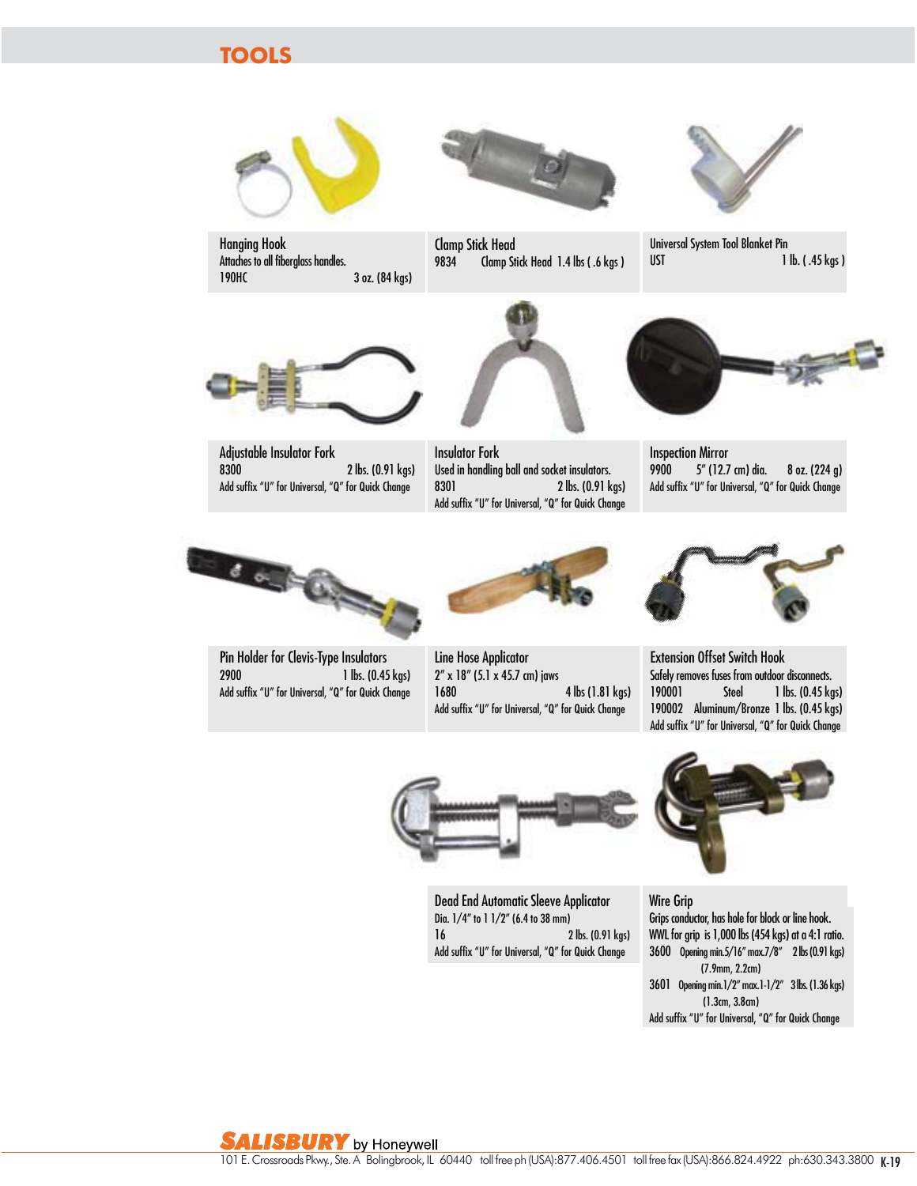# TOOLS

### Hanging Hook
Attaches to all fiberglass handles.
190HC 3 oz. (84 kgs)

### Clamp Stick Head
9834 Clamp Stick Head 1.4 lbs ( .6 kgs )

### Universal System Tool Blanket Pin
UST 1 lb. ( .45 kgs )

### Adjustable Insulator Fork
8300 2 lbs. (0.91 kgs)
Add suffix "U" for Universal, "Q" for Quick Change

### Insulator Fork
Used in handling ball and socket insulators.
8301 2 lbs. (0.91 kgs)
Add suffix "U" for Universal, "Q" for Quick Change

### Inspection Mirror
9900 5" (12.7 cm) dia. 8 oz. (224 g)
Add suffix "U" for Universal, "Q" for Quick Change

### Pin Holder for Clevis-Type Insulators
2900 1 lbs. (0.45 kgs)
Add suffix "U" for Universal, "Q" for Quick Change

### Line Hose Applicator
2" x 18" (5.1 x 45.7 cm) jaws
1680 4 lbs (1.81 kgs)
Add suffix "U" for Universal, "Q" for Quick Change

### Extension Offset Switch Hook
Safely removes fuses from outdoor disconnects.
190001 Steel 1 lbs. (0.45 kgs)
190002 Aluminum/Bronze 1 lbs. (0.45 kgs)
Add suffix "U" for Universal, "Q" for Quick Change

### Dead End Automatic Sleeve Applicator
Dia. 1/4" to 1 1/2" (6.4 to 38 mm)
16 2 lbs. (0.91 kgs)
Add suffix "U" for Universal, "Q" for Quick Change

### Wire Grip
Grips conductor, has hole for block or line hook.
WWL for grip is 1,000 lbs (454 kgs) at a 4:1 ratio.
3600 Opening min.5/16" max.7/8" 2 lbs (0.91 kgs) (7.9mm, 2.2cm)
3601 Opening min.1/2" max.1-1/2" 3 lbs. (1.36 kgs) (1.3cm, 3.8cm)
Add suffix "U" for Universal, "Q" for Quick Change

**SALISBURY** by Honeywell
101 E. Crossroads Pkwy., Ste. A Bolingbrook, IL 60440 toll free ph (USA):877.406.4501 toll free fax (USA):866.824.4922 ph:630.343.3800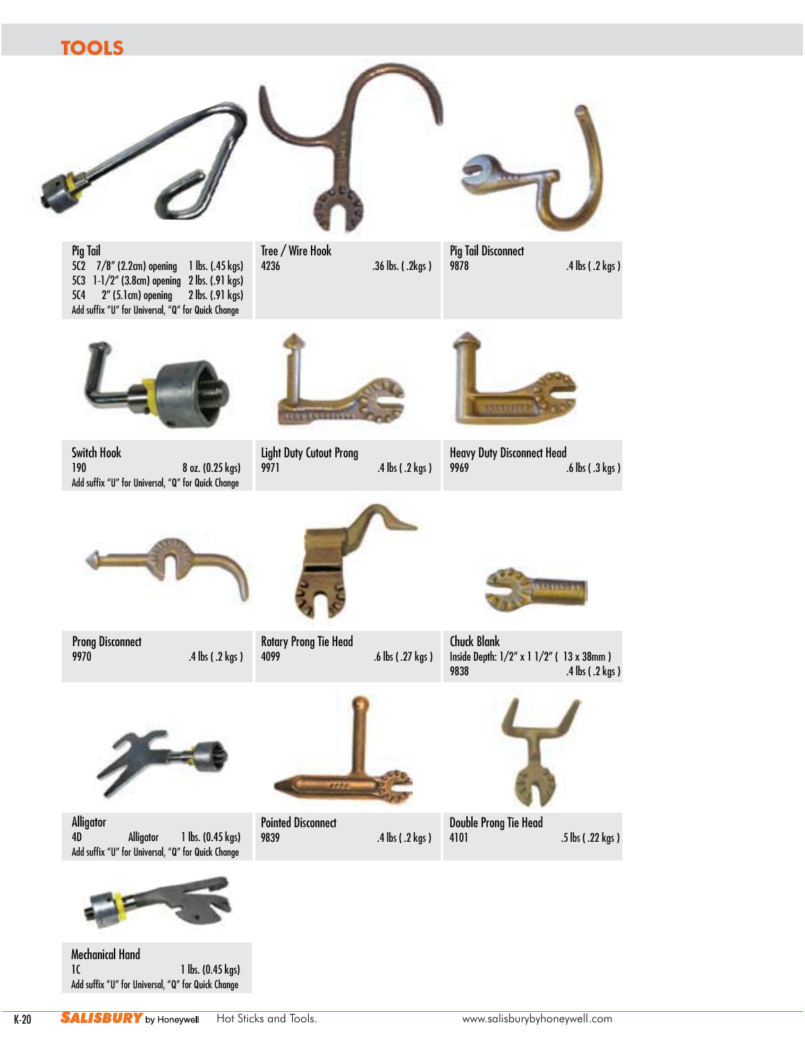## TOOLS

**Pig Tail**
5C2 7/8" (2.2cm) opening 1 lbs. (.45 kgs)
5C3 1-1/2" (3.8cm) opening 2 lbs. (.91 kgs)
5C4 2" (5.1cm) opening 2 lbs. (.91 kgs)
Add suffix "U" for Universal, "Q" for Quick Change

**Tree / Wire Hook**
4236 .36 lbs. ( .2kgs )

**Pig Tail Disconnect**
9878 .4 lbs ( .2 kgs )

**Switch Hook**
190 8 oz. (0.25 kgs)
Add suffix "U" for Universal, "Q" for Quick Change

**Light Duty Cutout Prong**
9971 .4 lbs ( .2 kgs )

**Heavy Duty Disconnect Head**
9969 .6 lbs ( .3 kgs )

**Prong Disconnect**
9970 .4 lbs ( .2 kgs )

**Rotary Prong Tie Head**
4099 .6 lbs ( .27 kgs )

**Chuck Blank**
Inside Depth: 1/2" x 1 1/2" ( 13 x 38mm )
9838 .4 lbs ( .2 kgs )

**Alligator**
4D Alligator 1 lbs. (0.45 kgs)
Add suffix "U" for Universal, "Q" for Quick Change

**Pointed Disconnect**
9839 .4 lbs ( .2 kgs )

**Double Prong Tie Head**
4101 .5 lbs ( .22 kgs )

**Mechanical Hand**
1C 1 lbs. (0.45 kgs)
Add suffix "U" for Universal, "Q" for Quick Change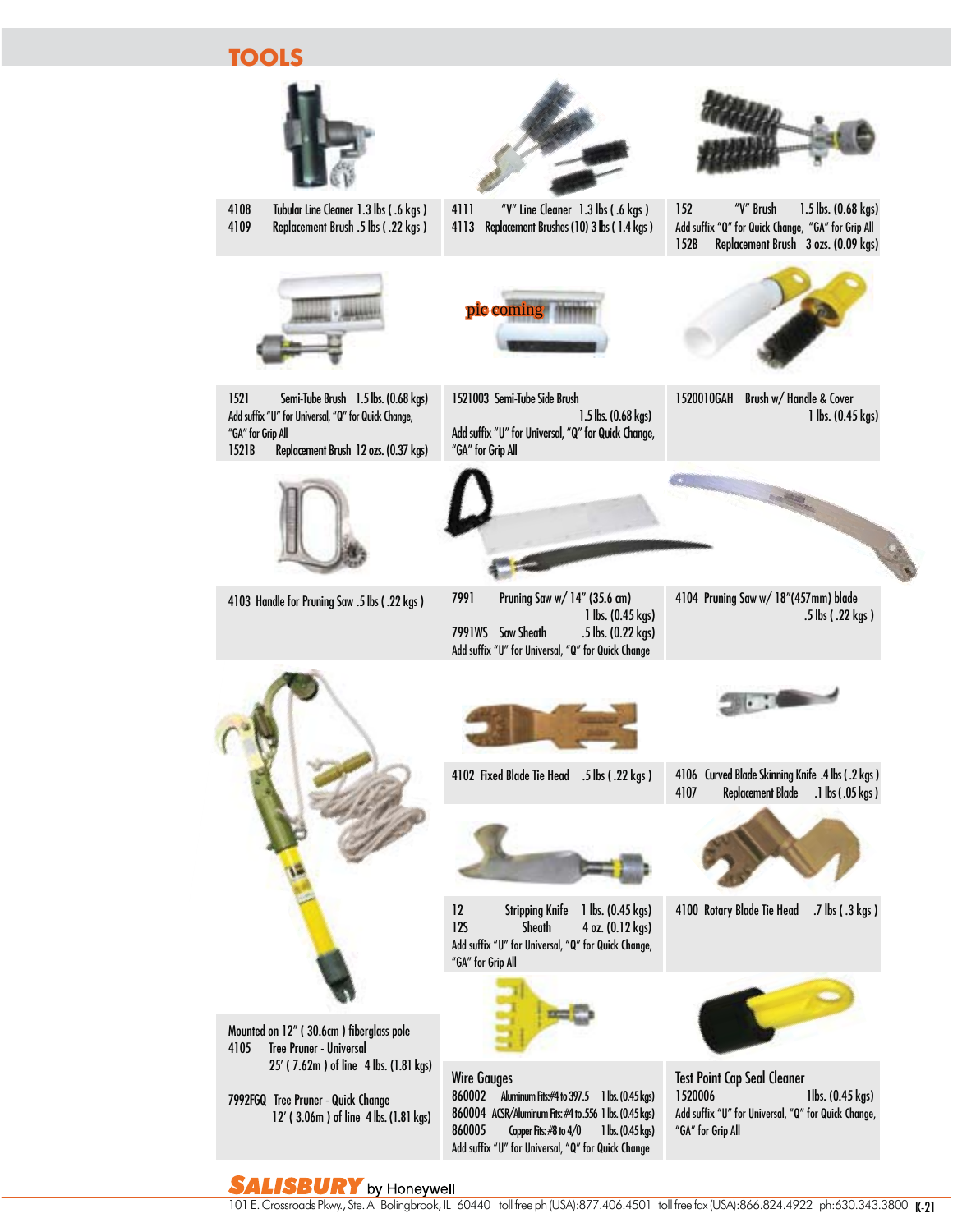# TOOLS

4108 Tubular Line Cleaner 1.3 lbs ( .6 kgs )
4109 Replacement Brush .5 lbs ( .22 kgs )

4111 "V" Line Cleaner 1.3 lbs ( .6 kgs )
4113 Replacement Brushes (10) 3 lbs ( 1.4 kgs )

152 "V" Brush 1.5 lbs. (0.68 kgs)
Add suffix "Q" for Quick Change, "GA" for Grip All
152B Replacement Brush 3 ozs. (0.09 kgs)

1521 Semi-Tube Brush 1.5 lbs. (0.68 kgs)
Add suffix "U" for Universal, "Q" for Quick Change, "GA" for Grip All
1521B Replacement Brush 12 ozs. (0.37 kgs)

pic coming

1521003 Semi-Tube Side Brush 1.5 lbs. (0.68 kgs)
Add suffix "U" for Universal, "Q" for Quick Change, "GA" for Grip All

152010GAH Brush w/ Handle & Cover 1 lbs. (0.45 kgs)

4103 Handle for Pruning Saw .5 lbs ( .22 kgs )

7991 Pruning Saw w/ 14" (35.6 cm) 1 lbs. (0.45 kgs)
7991WS Saw Sheath .5 lbs. (0.22 kgs)
Add suffix "U" for Universal, "Q" for Quick Change

4104 Pruning Saw w/ 18"(457mm) blade .5 lbs ( .22 kgs )

4102 Fixed Blade Tie Head .5 lbs ( .22 kgs )

4106 Curved Blade Skinning Knife .4 lbs ( .2 kgs )
4107 Replacement Blade .1 lbs ( .05 kgs )

12 Stripping Knife 1 lbs. (0.45 kgs)
12S Sheath 4 oz. (0.12 kgs)
Add suffix "U" for Universal, "Q" for Quick Change, "GA" for Grip All

4100 Rotary Blade Tie Head .7 lbs ( .3 kgs )

Mounted on 12" ( 30.6cm ) fiberglass pole
4105 Tree Pruner - Universal
25' ( 7.62m ) of line 4 lbs. (1.81 kgs)

7992FGQ Tree Pruner - Quick Change
12' ( 3.06m ) of line 4 lbs. (1.81 kgs)

Wire Gauges
860002 Aluminum Fits:#4 to 397.5 1 lbs. (0.45 kgs)
860004 ACSR/Aluminum Fits:#4 to .556 1 lbs. (0.45 kgs)
860005 Copper Fits:#8 to 4/0 1 lbs. (0.45 kgs)
Add suffix "U" for Universal, "Q" for Quick Change

Test Point Cap Seal Cleaner
1520006 1lbs. (0.45 kgs)
Add suffix "U" for Universal, "Q" for Quick Change, "GA" for Grip All

SALISBURY by Honeywell
101 E. Crossroads Pkwy., Ste. A Bolingbrook, IL 60440 toll free ph (USA):877.406.4501 toll free fax (USA):866.824.4922 ph:630.343.3800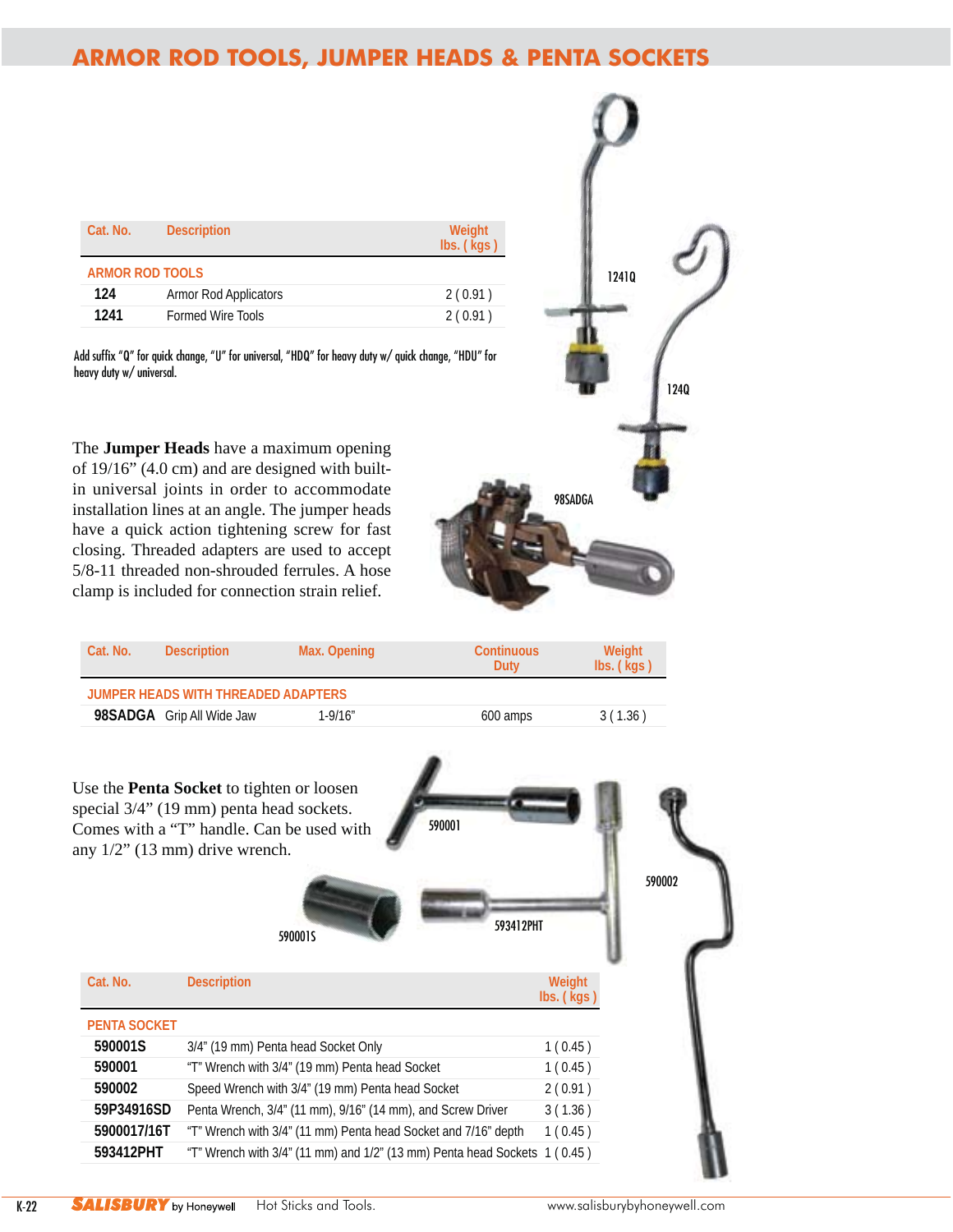# ARMOR ROD TOOLS, JUMPER HEADS & PENTA SOCKETS

| Cat. No. | Description | Weight lbs. ( kgs ) |
|---|---|---|
| **ARMOR ROD TOOLS** | | |
| **124** | Armor Rod Applicators | 2 ( 0.91 ) |
| **1241** | Formed Wire Tools | 2 ( 0.91 ) |

Add suffix "Q" for quick change, "U" for universal, "HDQ" for heavy duty w/ quick change, "HDU" for heavy duty w/ universal.

1241Q

124Q

The **Jumper Heads** have a maximum opening of 19/16" (4.0 cm) and are designed with built-in universal joints in order to accommodate installation lines at an angle. The jumper heads have a quick action tightening screw for fast closing. Threaded adapters are used to accept 5/8-11 threaded non-shrouded ferrules. A hose clamp is included for connection strain relief.

98SADGA

| Cat. No. | Description | Max. Opening | Continuous Duty | Weight lbs. ( kgs ) |
|---|---|---|---|---|
| **JUMPER HEADS WITH THREADED ADAPTERS** | | | | |
| **98SADGA** | Grip All Wide Jaw | 1-9/16" | 600 amps | 3 ( 1.36 ) |

Use the **Penta Socket** to tighten or loosen special 3/4" (19 mm) penta head sockets. Comes with a "T" handle. Can be used with any 1/2" (13 mm) drive wrench.

590001

590002

590001S

593412PHT

| Cat. No. | Description | Weight lbs. ( kgs ) |
|---|---|---|
| **PENTA SOCKET** | | |
| **590001S** | 3/4" (19 mm) Penta head Socket Only | 1 ( 0.45 ) |
| **590001** | "T" Wrench with 3/4" (19 mm) Penta head Socket | 1 ( 0.45 ) |
| **590002** | Speed Wrench with 3/4" (19 mm) Penta head Socket | 2 ( 0.91 ) |
| **59P34916SD** | Penta Wrench, 3/4" (11 mm), 9/16" (14 mm), and Screw Driver | 3 ( 1.36 ) |
| **5900017/16T** | "T" Wrench with 3/4" (11 mm) Penta head Socket and 7/16" depth | 1 ( 0.45 ) |
| **593412PHT** | "T" Wrench with 3/4" (11 mm) and 1/2" (13 mm) Penta head Sockets | 1 ( 0.45 ) |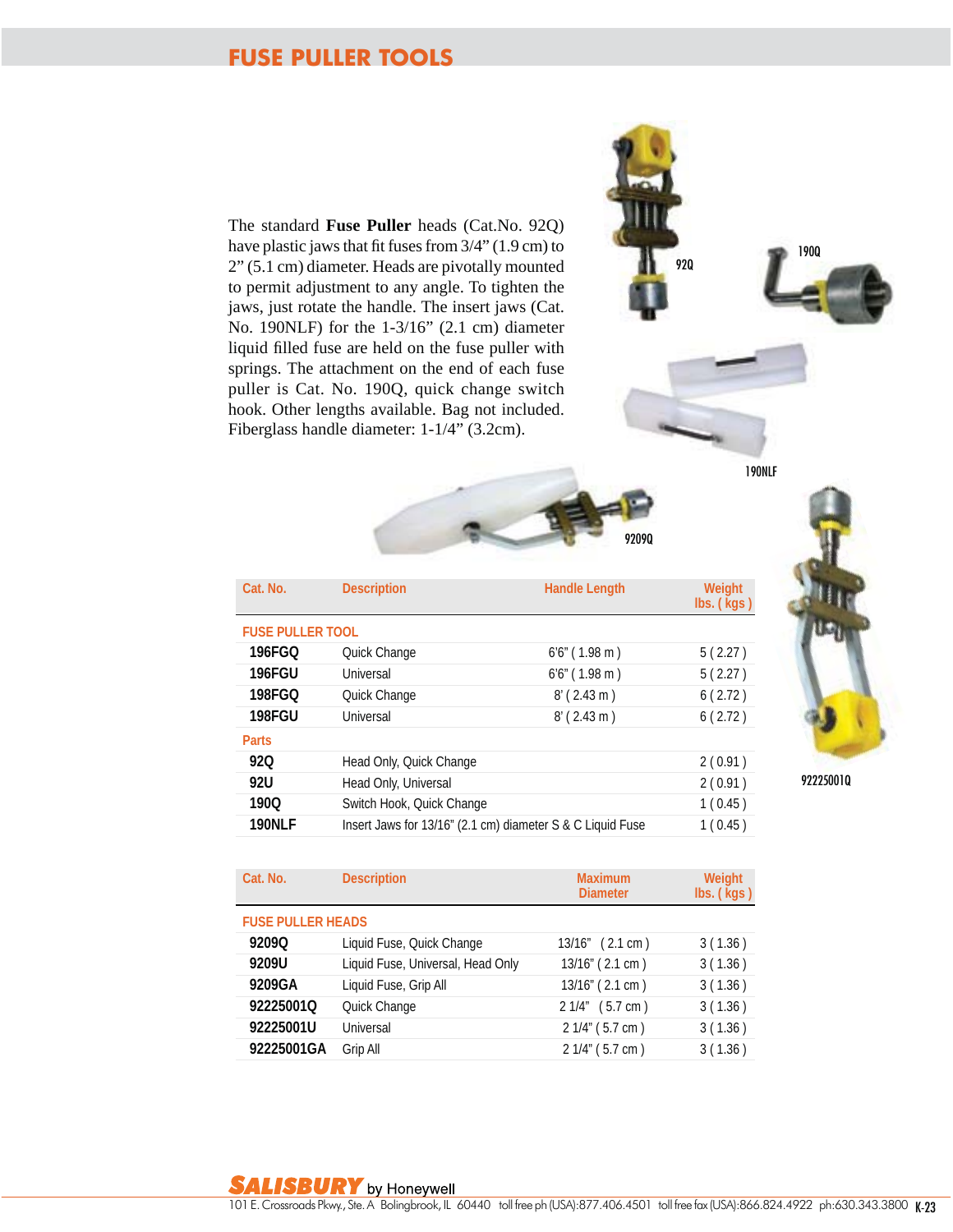## FUSE PULLER TOOLS

The standard **Fuse Puller** heads (Cat.No. 92Q) have plastic jaws that fit fuses from 3/4" (1.9 cm) to 2" (5.1 cm) diameter. Heads are pivotally mounted to permit adjustment to any angle. To tighten the jaws, just rotate the handle. The insert jaws (Cat. No. 190NLF) for the 1-3/16" (2.1 cm) diameter liquid filled fuse are held on the fuse puller with springs. The attachment on the end of each fuse puller is Cat. No. 190Q, quick change switch hook. Other lengths available. Bag not included. Fiberglass handle diameter: 1-1/4" (3.2cm).

92Q

190Q

190NLF

9209Q

92225001Q

| Cat. No. | Description | Handle Length | Weight lbs. ( kgs ) |
|---|---|---|---|
| **FUSE PULLER TOOL** | | | |
| **196FGQ** | Quick Change | 6'6" ( 1.98 m ) | 5 ( 2.27 ) |
| **196FGU** | Universal | 6'6" ( 1.98 m ) | 5 ( 2.27 ) |
| **198FGQ** | Quick Change | 8' ( 2.43 m ) | 6 ( 2.72 ) |
| **198FGU** | Universal | 8' ( 2.43 m ) | 6 ( 2.72 ) |
| **Parts** | | | |
| **92Q** | Head Only, Quick Change | | 2 ( 0.91 ) |
| **92U** | Head Only, Universal | | 2 ( 0.91 ) |
| **190Q** | Switch Hook, Quick Change | | 1 ( 0.45 ) |
| **190NLF** | Insert Jaws for 13/16" (2.1 cm) diameter S & C Liquid Fuse | | 1 ( 0.45 ) |

| Cat. No. | Description | Maximum Diameter | Weight lbs. ( kgs ) |
|---|---|---|---|
| **FUSE PULLER HEADS** | | | |
| **9209Q** | Liquid Fuse, Quick Change | 13/16" ( 2.1 cm ) | 3 ( 1.36 ) |
| **9209U** | Liquid Fuse, Universal, Head Only | 13/16" ( 2.1 cm ) | 3 ( 1.36 ) |
| **9209GA** | Liquid Fuse, Grip All | 13/16" ( 2.1 cm ) | 3 ( 1.36 ) |
| **92225001Q** | Quick Change | 2 1/4" ( 5.7 cm ) | 3 ( 1.36 ) |
| **92225001U** | Universal | 2 1/4" ( 5.7 cm ) | 3 ( 1.36 ) |
| **92225001GA** | Grip All | 2 1/4" ( 5.7 cm ) | 3 ( 1.36 ) |

**SALISBURY** by Honeywell
101 E. Crossroads Pkwy., Ste. A Bolingbrook, IL 60440 toll free ph (USA):877.406.4501 toll free fax (USA):866.824.4922 ph:630.343.3800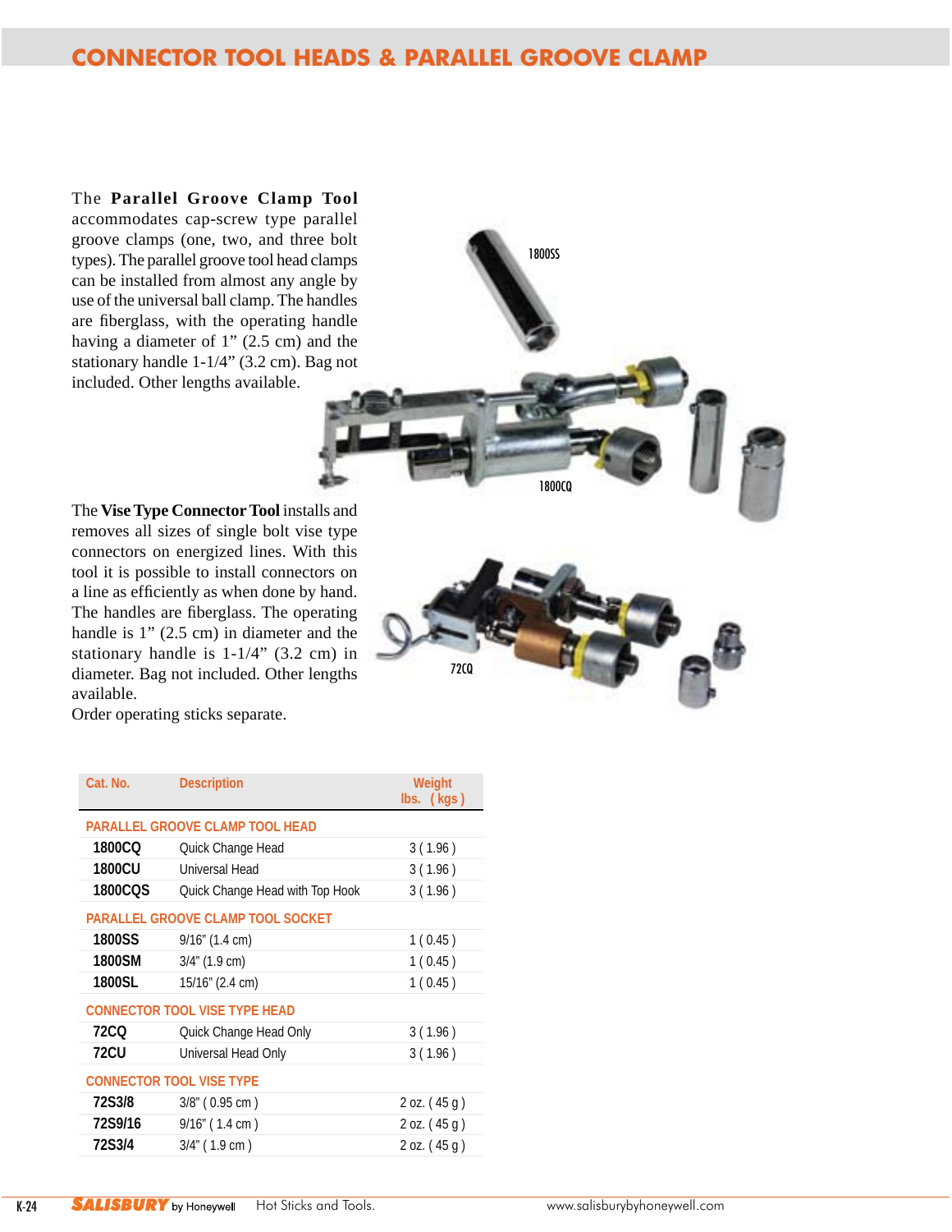## CONNECTOR TOOL HEADS & PARALLEL GROOVE CLAMP

The **Parallel Groove Clamp Tool** accommodates cap-screw type parallel groove clamps (one, two, and three bolt types). The parallel groove tool head clamps can be installed from almost any angle by use of the universal ball clamp. The handles are fiberglass, with the operating handle having a diameter of 1" (2.5 cm) and the stationary handle 1-1/4" (3.2 cm). Bag not included. Other lengths available.

1800SS

1800CQ

The **Vise Type Connector Tool** installs and removes all sizes of single bolt vise type connectors on energized lines. With this tool it is possible to install connectors on a line as efficiently as when done by hand. The handles are fiberglass. The operating handle is 1" (2.5 cm) in diameter and the stationary handle is 1-1/4" (3.2 cm) in diameter. Bag not included. Other lengths available.

Order operating sticks separate.

72CQ

| Cat. No. | Description | Weight lbs. ( kgs ) |
|---|---|---|
| PARALLEL GROOVE CLAMP TOOL HEAD | | |
| **1800CQ** | Quick Change Head | 3 ( 1.96 ) |
| **1800CU** | Universal Head | 3 ( 1.96 ) |
| **1800CQS** | Quick Change Head with Top Hook | 3 ( 1.96 ) |
| PARALLEL GROOVE CLAMP TOOL SOCKET | | |
| **1800SS** | 9/16" (1.4 cm) | 1 ( 0.45 ) |
| **1800SM** | 3/4" (1.9 cm) | 1 ( 0.45 ) |
| **1800SL** | 15/16" (2.4 cm) | 1 ( 0.45 ) |
| CONNECTOR TOOL VISE TYPE HEAD | | |
| **72CQ** | Quick Change Head Only | 3 ( 1.96 ) |
| **72CU** | Universal Head Only | 3 ( 1.96 ) |
| CONNECTOR TOOL VISE TYPE | | |
| **72S3/8** | 3/8" ( 0.95 cm ) | 2 oz. ( 45 g ) |
| **72S9/16** | 9/16" ( 1.4 cm ) | 2 oz. ( 45 g ) |
| **72S3/4** | 3/4" ( 1.9 cm ) | 2 oz. ( 45 g ) |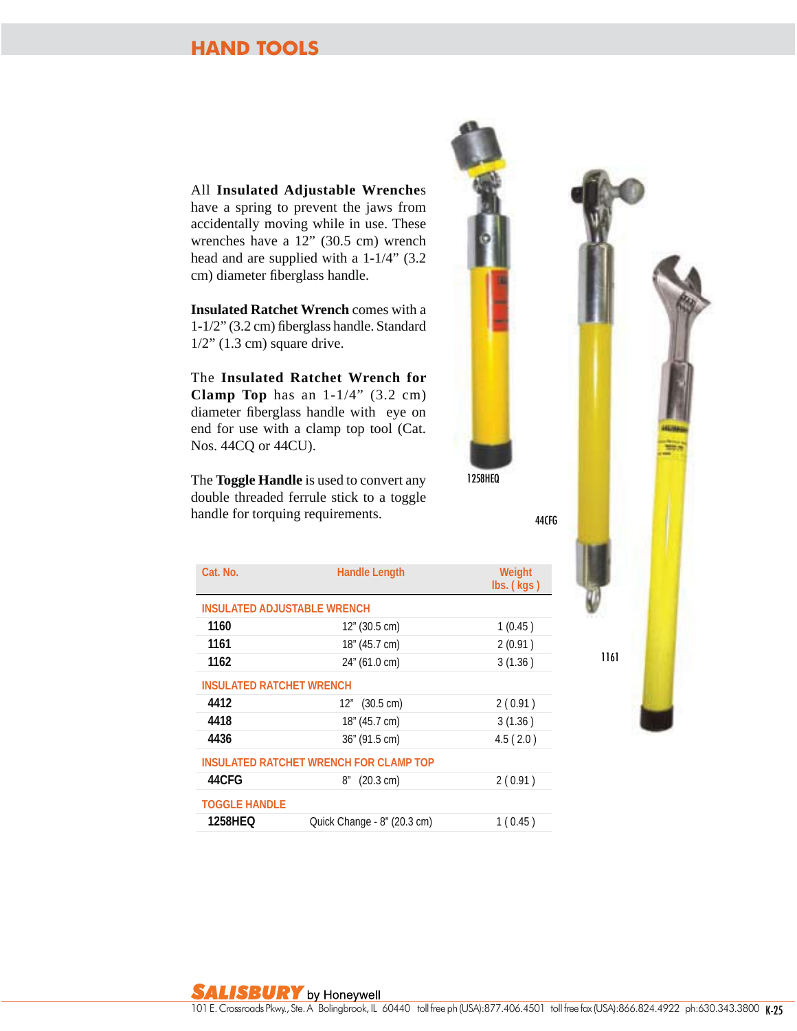# HAND TOOLS

All **Insulated Adjustable Wrenches** have a spring to prevent the jaws from accidentally moving while in use. These wrenches have a 12" (30.5 cm) wrench head and are supplied with a 1-1/4" (3.2 cm) diameter fiberglass handle.

**Insulated Ratchet Wrench** comes with a 1-1/2" (3.2 cm) fiberglass handle. Standard 1/2" (1.3 cm) square drive.

The **Insulated Ratchet Wrench for Clamp Top** has an 1-1/4" (3.2 cm) diameter fiberglass handle with eye on end for use with a clamp top tool (Cat. Nos. 44CQ or 44CU).

The **Toggle Handle** is used to convert any double threaded ferrule stick to a toggle handle for torquing requirements.

1258HEQ

44CFG

1161

| Cat. No. | Handle Length | Weight lbs. ( kgs ) |
|---|---|---|
| **INSULATED ADJUSTABLE WRENCH** | | |
| **1160** | 12" (30.5 cm) | 1 (0.45 ) |
| **1161** | 18" (45.7 cm) | 2 (0.91 ) |
| **1162** | 24" (61.0 cm) | 3 (1.36 ) |
| **INSULATED RATCHET WRENCH** | | |
| **4412** | 12" (30.5 cm) | 2 ( 0.91 ) |
| **4418** | 18" (45.7 cm) | 3 (1.36 ) |
| **4436** | 36" (91.5 cm) | 4.5 ( 2.0 ) |
| **INSULATED RATCHET WRENCH FOR CLAMP TOP** | | |
| **44CFG** | 8" (20.3 cm) | 2 ( 0.91 ) |
| **TOGGLE HANDLE** | | |
| **1258HEQ** | Quick Change - 8" (20.3 cm) | 1 ( 0.45 ) |

**SALISBURY** by Honeywell
101 E. Crossroads Pkwy., Ste. A Bolingbrook, IL 60440 toll free ph (USA):877.406.4501 toll free fax (USA):866.824.4922 ph:630.343.3800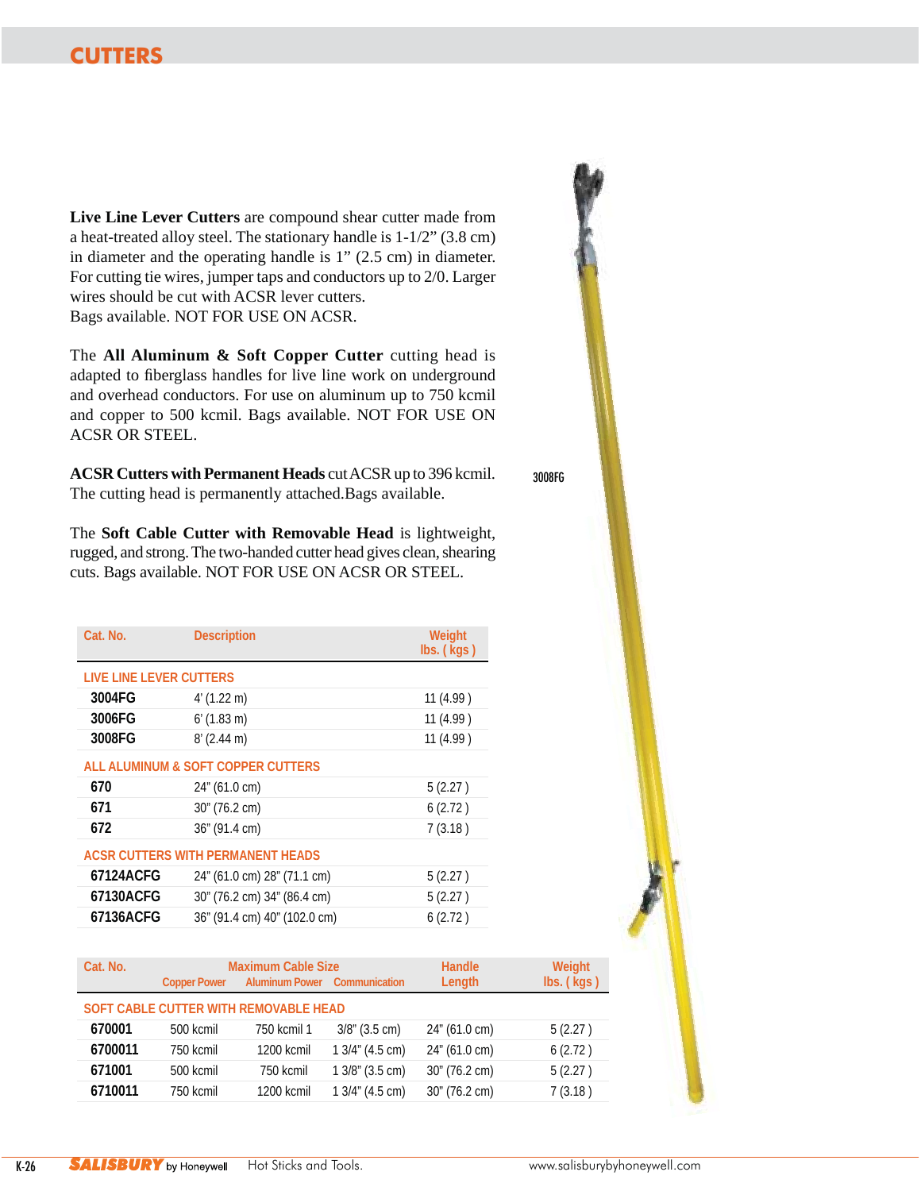# CUTTERS

**Live Line Lever Cutters** are compound shear cutter made from a heat-treated alloy steel. The stationary handle is 1-1/2" (3.8 cm) in diameter and the operating handle is 1" (2.5 cm) in diameter. For cutting tie wires, jumper taps and conductors up to 2/0. Larger wires should be cut with ACSR lever cutters.
Bags available. NOT FOR USE ON ACSR.

The **All Aluminum & Soft Copper Cutter** cutting head is adapted to fiberglass handles for live line work on underground and overhead conductors. For use on aluminum up to 750 kcmil and copper to 500 kcmil. Bags available. NOT FOR USE ON ACSR OR STEEL.

**ACSR Cutters with Permanent Heads** cut ACSR up to 396 kcmil. The cutting head is permanently attached.Bags available.

The **Soft Cable Cutter with Removable Head** is lightweight, rugged, and strong. The two-handed cutter head gives clean, shearing cuts. Bags available. NOT FOR USE ON ACSR OR STEEL.

3008FG

| Cat. No. | Description | Weight lbs. ( kgs ) |
|---|---|---|
| **LIVE LINE LEVER CUTTERS** | | |
| **3004FG** | 4' (1.22 m) | 11 (4.99 ) |
| **3006FG** | 6' (1.83 m) | 11 (4.99 ) |
| **3008FG** | 8' (2.44 m) | 11 (4.99 ) |
| **ALL ALUMINUM & SOFT COPPER CUTTERS** | | |
| **670** | 24" (61.0 cm) | 5 (2.27 ) |
| **671** | 30" (76.2 cm) | 6 (2.72 ) |
| **672** | 36" (91.4 cm) | 7 (3.18 ) |
| **ACSR CUTTERS WITH PERMANENT HEADS** | | |
| **67124ACFG** | 24" (61.0 cm) 28" (71.1 cm) | 5 (2.27 ) |
| **67130ACFG** | 30" (76.2 cm) 34" (86.4 cm) | 5 (2.27 ) |
| **67136ACFG** | 36" (91.4 cm) 40" (102.0 cm) | 6 (2.72 ) |

| Cat. No. | Maximum Cable Size | | | Handle Length | Weight lbs. ( kgs ) |
|---|---|---|---|---|---|
| | Copper Power | Aluminum Power | Communication | | |
| **SOFT CABLE CUTTER WITH REMOVABLE HEAD** | | | | | |
| **670001** | 500 kcmil | 750 kcmil 1 | 3/8" (3.5 cm) | 24" (61.0 cm) | 5 (2.27 ) |
| **6700011** | 750 kcmil | 1200 kcmil | 1 3/4" (4.5 cm) | 24" (61.0 cm) | 6 (2.72 ) |
| **671001** | 500 kcmil | 750 kcmil | 1 3/8" (3.5 cm) | 30" (76.2 cm) | 5 (2.27 ) |
| **6710011** | 750 kcmil | 1200 kcmil | 1 3/4" (4.5 cm) | 30" (76.2 cm) | 7 (3.18 ) |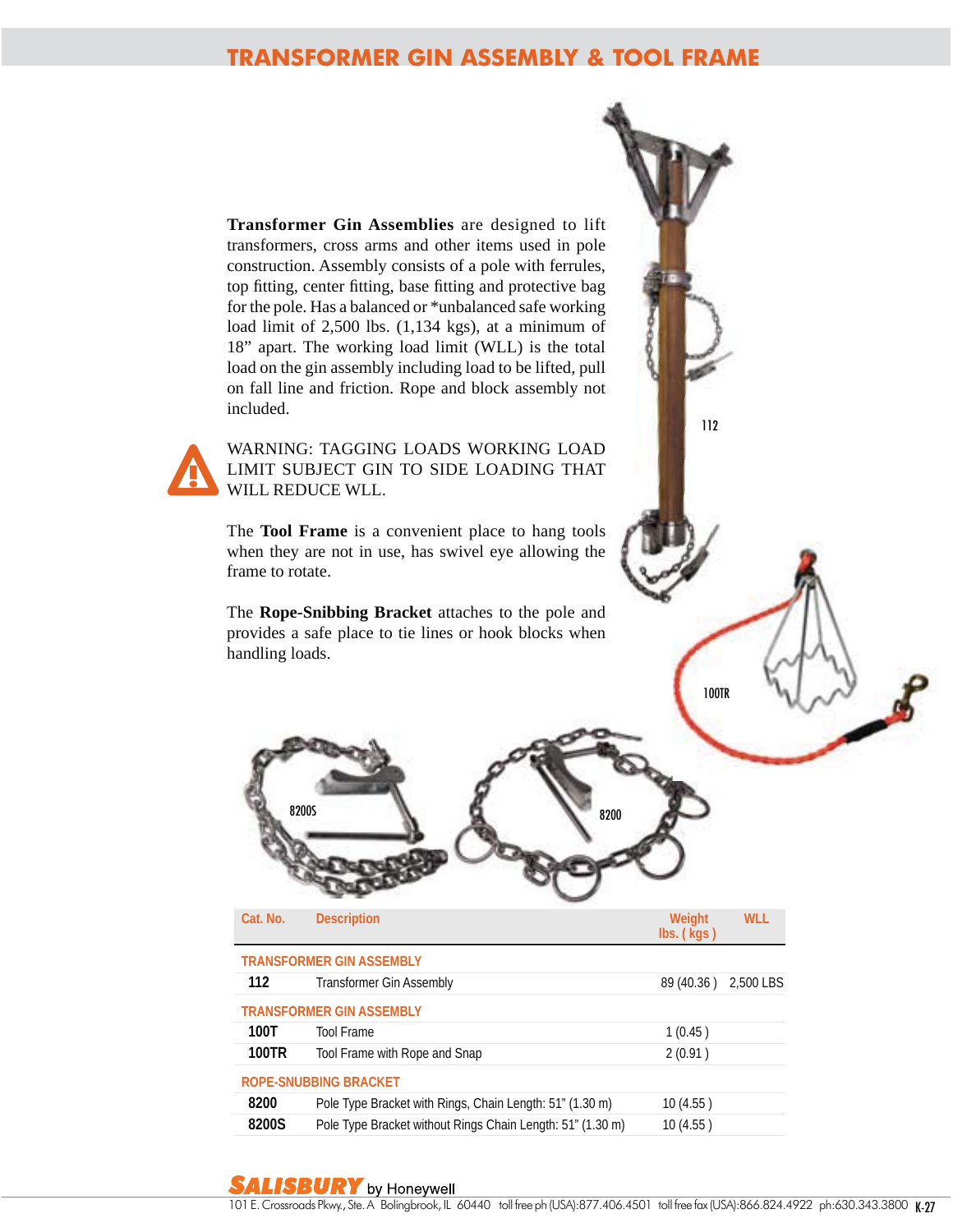# TRANSFORMER GIN ASSEMBLY & TOOL FRAME

**Transformer Gin Assemblies** are designed to lift transformers, cross arms and other items used in pole construction. Assembly consists of a pole with ferrules, top fitting, center fitting, base fitting and protective bag for the pole. Has a balanced or *unbalanced safe working load limit of 2,500 lbs. (1,134 kgs), at a minimum of 18" apart. The working load limit (WLL) is the total load on the gin assembly including load to be lifted, pull on fall line and friction. Rope and block assembly not included.

WARNING: TAGGING LOADS WORKING LOAD LIMIT SUBJECT GIN TO SIDE LOADING THAT WILL REDUCE WLL.

The **Tool Frame** is a convenient place to hang tools when they are not in use, has swivel eye allowing the frame to rotate.

The **Rope-Snibbing Bracket** attaches to the pole and provides a safe place to tie lines or hook blocks when handling loads.

112

100TR

8200S

8200

| Cat. No. | Description | Weight lbs. ( kgs ) | WLL |
|---|---|---|---|
| **TRANSFORMER GIN ASSEMBLY** | | | |
| **112** | Transformer Gin Assembly | 89 (40.36 ) | 2,500 LBS |
| **TRANSFORMER GIN ASSEMBLY** | | | |
| **100T** | Tool Frame | 1 (0.45 ) | |
| **100TR** | Tool Frame with Rope and Snap | 2 (0.91 ) | |
| **ROPE-SNUBBING BRACKET** | | | |
| **8200** | Pole Type Bracket with Rings, Chain Length: 51" (1.30 m) | 10 (4.55 ) | |
| **8200S** | Pole Type Bracket without Rings Chain Length: 51" (1.30 m) | 10 (4.55 ) | |

**SALISBURY** by Honeywell

101 E. Crossroads Pkwy., Ste. A Bolingbrook, IL 60440 toll free ph (USA):877.406.4501 toll free fax (USA):866.824.4922 ph:630.343.3800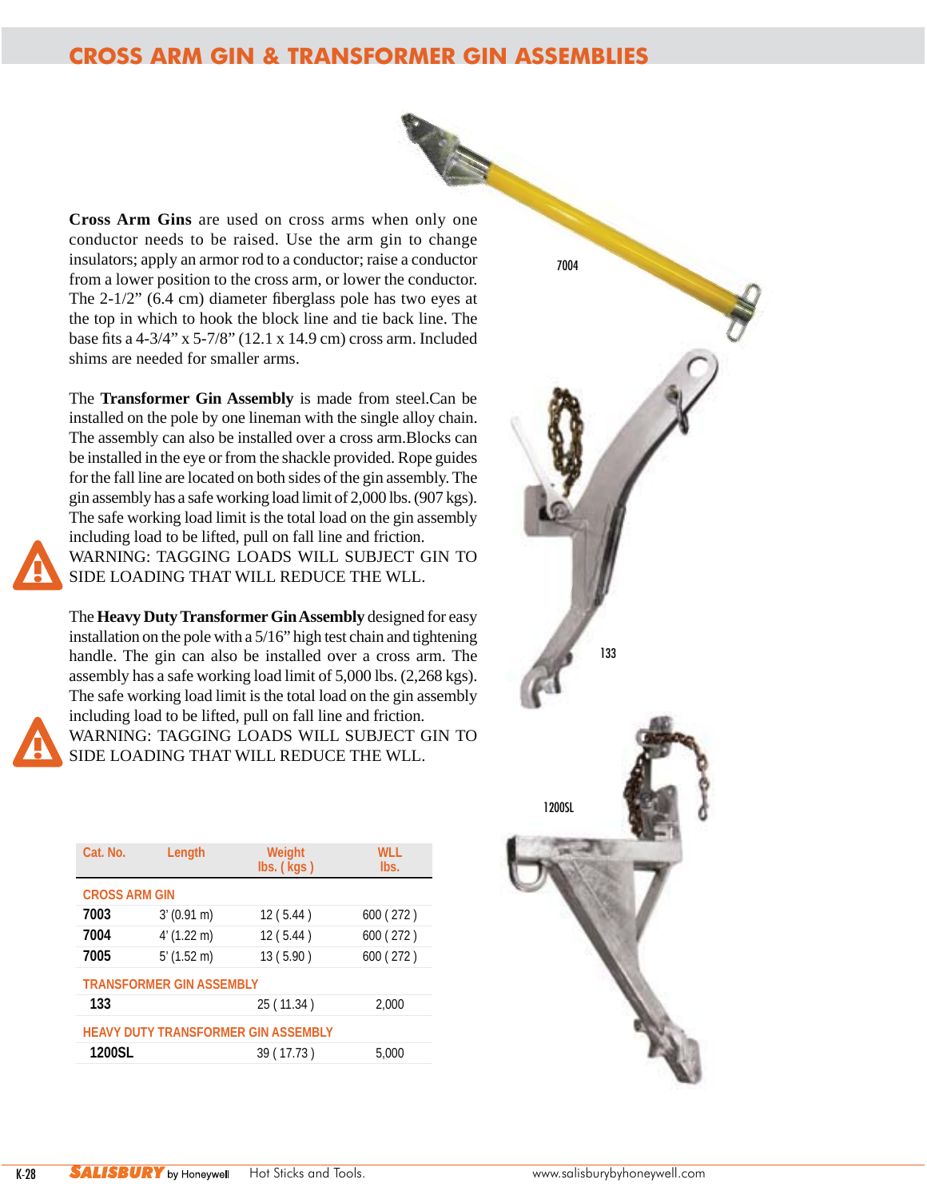# CROSS ARM GIN & TRANSFORMER GIN ASSEMBLIES

**Cross Arm Gins** are used on cross arms when only one conductor needs to be raised. Use the arm gin to change insulators; apply an armor rod to a conductor; raise a conductor from a lower position to the cross arm, or lower the conductor. The 2-1/2" (6.4 cm) diameter fiberglass pole has two eyes at the top in which to hook the block line and tie back line. The base fits a 4-3/4" x 5-7/8" (12.1 x 14.9 cm) cross arm. Included shims are needed for smaller arms.

The **Transformer Gin Assembly** is made from steel.Can be installed on the pole by one lineman with the single alloy chain. The assembly can also be installed over a cross arm.Blocks can be installed in the eye or from the shackle provided. Rope guides for the fall line are located on both sides of the gin assembly. The gin assembly has a safe working load limit of 2,000 lbs. (907 kgs). The safe working load limit is the total load on the gin assembly including load to be lifted, pull on fall line and friction. WARNING: TAGGING LOADS WILL SUBJECT GIN TO SIDE LOADING THAT WILL REDUCE THE WLL.

The **Heavy Duty Transformer Gin Assembly** designed for easy installation on the pole with a 5/16" high test chain and tightening handle. The gin can also be installed over a cross arm. The assembly has a safe working load limit of 5,000 lbs. (2,268 kgs). The safe working load limit is the total load on the gin assembly including load to be lifted, pull on fall line and friction. WARNING: TAGGING LOADS WILL SUBJECT GIN TO SIDE LOADING THAT WILL REDUCE THE WLL.

7004

133

1200SL

| Cat. No. | Length | Weight lbs. ( kgs ) | WLL lbs. |
|---|---|---|---|
| CROSS ARM GIN | | | |
| **7003** | 3' (0.91 m) | 12 ( 5.44 ) | 600 ( 272 ) |
| **7004** | 4' (1.22 m) | 12 ( 5.44 ) | 600 ( 272 ) |
| **7005** | 5' (1.52 m) | 13 ( 5.90 ) | 600 ( 272 ) |
| TRANSFORMER GIN ASSEMBLY | | | |
| **133** | | 25 ( 11.34 ) | 2,000 |
| HEAVY DUTY TRANSFORMER GIN ASSEMBLY | | | |
| **1200SL** | | 39 ( 17.73 ) | 5,000 |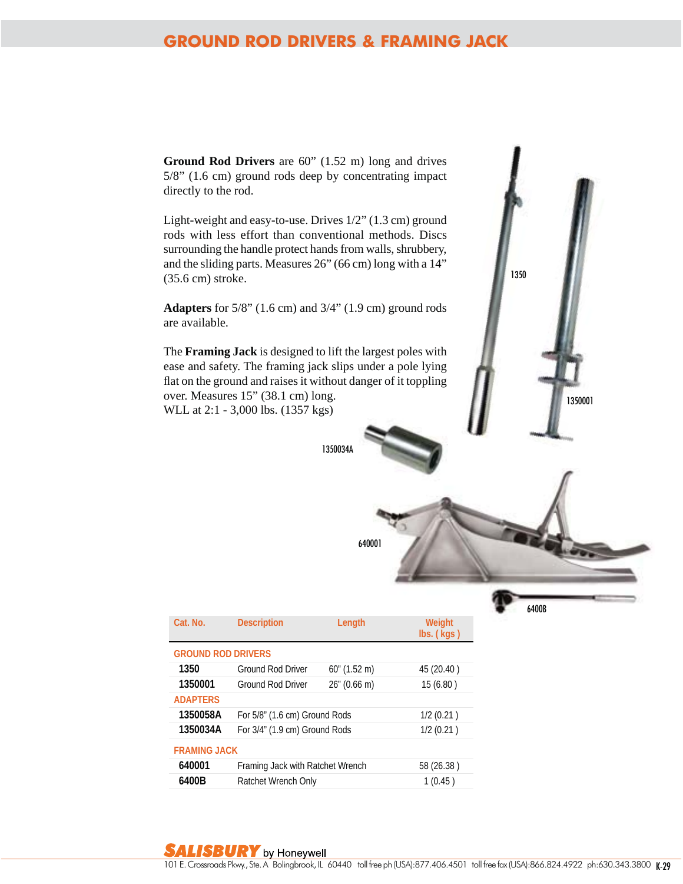# GROUND ROD DRIVERS & FRAMING JACK

**Ground Rod Drivers** are 60” (1.52 m) long and drives 5/8” (1.6 cm) ground rods deep by concentrating impact directly to the rod.

Light-weight and easy-to-use. Drives 1/2” (1.3 cm) ground rods with less effort than conventional methods. Discs surrounding the handle protect hands from walls, shrubbery, and the sliding parts. Measures 26” (66 cm) long with a 14” (35.6 cm) stroke.

**Adapters** for 5/8” (1.6 cm) and 3/4” (1.9 cm) ground rods are available.

The **Framing Jack** is designed to lift the largest poles with ease and safety. The framing jack slips under a pole lying flat on the ground and raises it without danger of it toppling over. Measures 15” (38.1 cm) long.
WLL at 2:1 - 3,000 lbs. (1357 kgs)

1350

1350001

1350034A

640001

6400B

| Cat. No. | Description | Length | Weight lbs. ( kgs ) |
|---|---|---|---|
| **GROUND ROD DRIVERS** | | | |
| **1350** | Ground Rod Driver | 60" (1.52 m) | 45 (20.40 ) |
| **1350001** | Ground Rod Driver | 26" (0.66 m) | 15 (6.80 ) |
| **ADAPTERS** | | | |
| **1350058A** | For 5/8" (1.6 cm) Ground Rods | | 1/2 (0.21 ) |
| **1350034A** | For 3/4" (1.9 cm) Ground Rods | | 1/2 (0.21 ) |
| **FRAMING JACK** | | | |
| **640001** | Framing Jack with Ratchet Wrench | | 58 (26.38 ) |
| **6400B** | Ratchet Wrench Only | | 1 (0.45 ) |

SALISBURY by Honeywell
101 E. Crossroads Pkwy., Ste. A Bolingbrook, IL 60440 toll free ph (USA):877.406.4501 toll free fax (USA):866.824.4922 ph:630.343.3800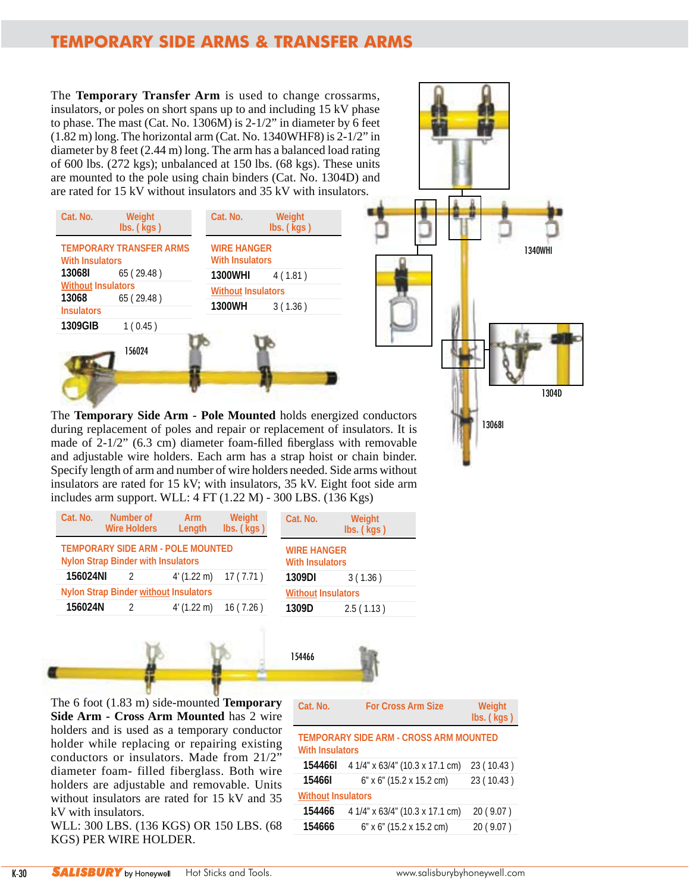# TEMPORARY SIDE ARMS & TRANSFER ARMS

The **Temporary Transfer Arm** is used to change crossarms, insulators, or poles on short spans up to and including 15 kV phase to phase. The mast (Cat. No. 1306M) is 2-1/2" in diameter by 6 feet (1.82 m) long. The horizontal arm (Cat. No. 1340WHF8) is 2-1/2" in diameter by 8 feet (2.44 m) long. The arm has a balanced load rating of 600 lbs. (272 kgs); unbalanced at 150 lbs. (68 kgs). These units are mounted to the pole using chain binders (Cat. No. 1304D) and are rated for 15 kV without insulators and 35 kV with insulators.

| Cat. No. | Weight lbs. ( kgs ) |
|---|---|
| **TEMPORARY TRANSFER ARMS** | |
| With Insulators | |
| **13068I** | 65 ( 29.48 ) |
| Without Insulators | |
| **13068** | 65 ( 29.48 ) |
| Insulators | |
| **1309GIB** | 1 ( 0.45 ) |

| Cat. No. | Weight lbs. ( kgs ) |
|---|---|
| **WIRE HANGER** | |
| With Insulators | |
| **1300WHI** | 4 ( 1.81 ) |
| Without Insulators | |
| **1300WH** | 3 ( 1.36 ) |

1340WHI

1304D

13068I

156024

The **Temporary Side Arm - Pole Mounted** holds energized conductors during replacement of poles and repair or replacement of insulators. It is made of 2-1/2" (6.3 cm) diameter foam-filled fiberglass with removable and adjustable wire holders. Each arm has a strap hoist or chain binder. Specify length of arm and number of wire holders needed. Side arms without insulators are rated for 15 kV; with insulators, 35 kV. Eight foot side arm includes arm support. WLL: 4 FT (1.22 M) - 300 LBS. (136 Kgs)

| Cat. No. | Number of Wire Holders | Arm Length | Weight lbs. ( kgs ) |
|---|---|---|---|
| **TEMPORARY SIDE ARM - POLE MOUNTED** | | | |
| Nylon Strap Binder with Insulators | | | |
| **156024NI** | 2 | 4' (1.22 m) | 17 ( 7.71 ) |
| Nylon Strap Binder without Insulators | | | |
| **156024N** | 2 | 4' (1.22 m) | 16 ( 7.26 ) |

| Cat. No. | Weight lbs. ( kgs ) |
|---|---|
| **WIRE HANGER** | |
| With Insulators | |
| **1309DI** | 3 ( 1.36 ) |
| Without Insulators | |
| **1309D** | 2.5 ( 1.13 ) |

154466

The 6 foot (1.83 m) side-mounted **Temporary Side Arm - Cross Arm Mounted** has 2 wire holders and is used as a temporary conductor holder while replacing or repairing existing conductors or insulators. Made from 21/2" diameter foam- filled fiberglass. Both wire holders are adjustable and removable. Units without insulators are rated for 15 kV and 35 kV with insulators.

WLL: 300 LBS. (136 KGS) OR 150 LBS. (68 KGS) PER WIRE HOLDER.

| Cat. No. | For Cross Arm Size | Weight lbs. ( kgs ) |
|---|---|---|
| **TEMPORARY SIDE ARM - CROSS ARM MOUNTED** | | |
| With Insulators | | |
| **154466I** | 4 1/4" x 63/4" (10.3 x 17.1 cm) | 23 ( 10.43 ) |
| **15466I** | 6" x 6" (15.2 x 15.2 cm) | 23 ( 10.43 ) |
| Without Insulators | | |
| **154466** | 4 1/4" x 63/4" (10.3 x 17.1 cm) | 20 ( 9.07 ) |
| **154666** | 6" x 6" (15.2 x 15.2 cm) | 20 ( 9.07 ) |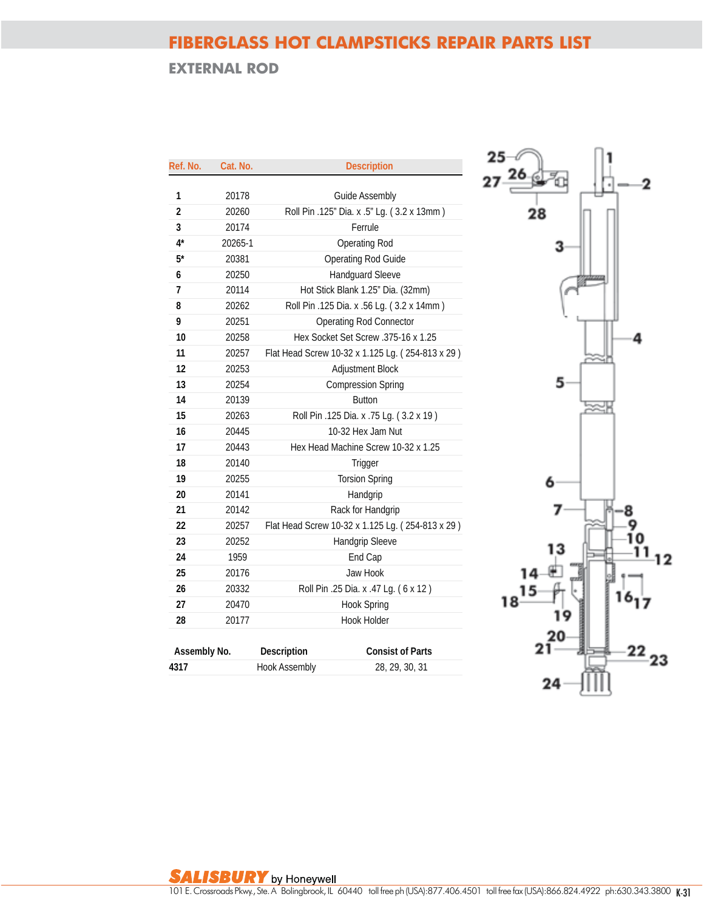# FIBERGLASS HOT CLAMPSTICKS REPAIR PARTS LIST

## EXTERNAL ROD

| Ref. No. | Cat. No. | Description |
|---|---|---|
| 1 | 20178 | Guide Assembly |
| 2 | 20260 | Roll Pin .125" Dia. x .5" Lg. ( 3.2 x 13mm ) |
| 3 | 20174 | Ferrule |
| 4* | 20265-1 | Operating Rod |
| 5* | 20381 | Operating Rod Guide |
| 6 | 20250 | Handguard Sleeve |
| 7 | 20114 | Hot Stick Blank 1.25" Dia. (32mm) |
| 8 | 20262 | Roll Pin .125 Dia. x .56 Lg. ( 3.2 x 14mm ) |
| 9 | 20251 | Operating Rod Connector |
| 10 | 20258 | Hex Socket Set Screw .375-16 x 1.25 |
| 11 | 20257 | Flat Head Screw 10-32 x 1.125 Lg. ( 254-813 x 29 ) |
| 12 | 20253 | Adjustment Block |
| 13 | 20254 | Compression Spring |
| 14 | 20139 | Button |
| 15 | 20263 | Roll Pin .125 Dia. x .75 Lg. ( 3.2 x 19 ) |
| 16 | 20445 | 10-32 Hex Jam Nut |
| 17 | 20443 | Hex Head Machine Screw 10-32 x 1.25 |
| 18 | 20140 | Trigger |
| 19 | 20255 | Torsion Spring |
| 20 | 20141 | Handgrip |
| 21 | 20142 | Rack for Handgrip |
| 22 | 20257 | Flat Head Screw 10-32 x 1.125 Lg. ( 254-813 x 29 ) |
| 23 | 20252 | Handgrip Sleeve |
| 24 | 1959 | End Cap |
| 25 | 20176 | Jaw Hook |
| 26 | 20332 | Roll Pin .25 Dia. x .47 Lg. ( 6 x 12 ) |
| 27 | 20470 | Hook Spring |
| 28 | 20177 | Hook Holder |

| Assembly No. | Description | Consist of Parts |
|---|---|---|
| 4317 | Hook Assembly | 28, 29, 30, 31 |

25 26 27 28 1 2 3 4 5 6 7 8 9 10 11 12 13 14 15 16 17 18 19 20 21 22 23 24

**SALISBURY** by Honeywell
101 E. Crossroads Pkwy., Ste. A Bolingbrook, IL 60440 toll free ph (USA):877.406.4501 toll free fax (USA):866.824.4922 ph:630.343.3800